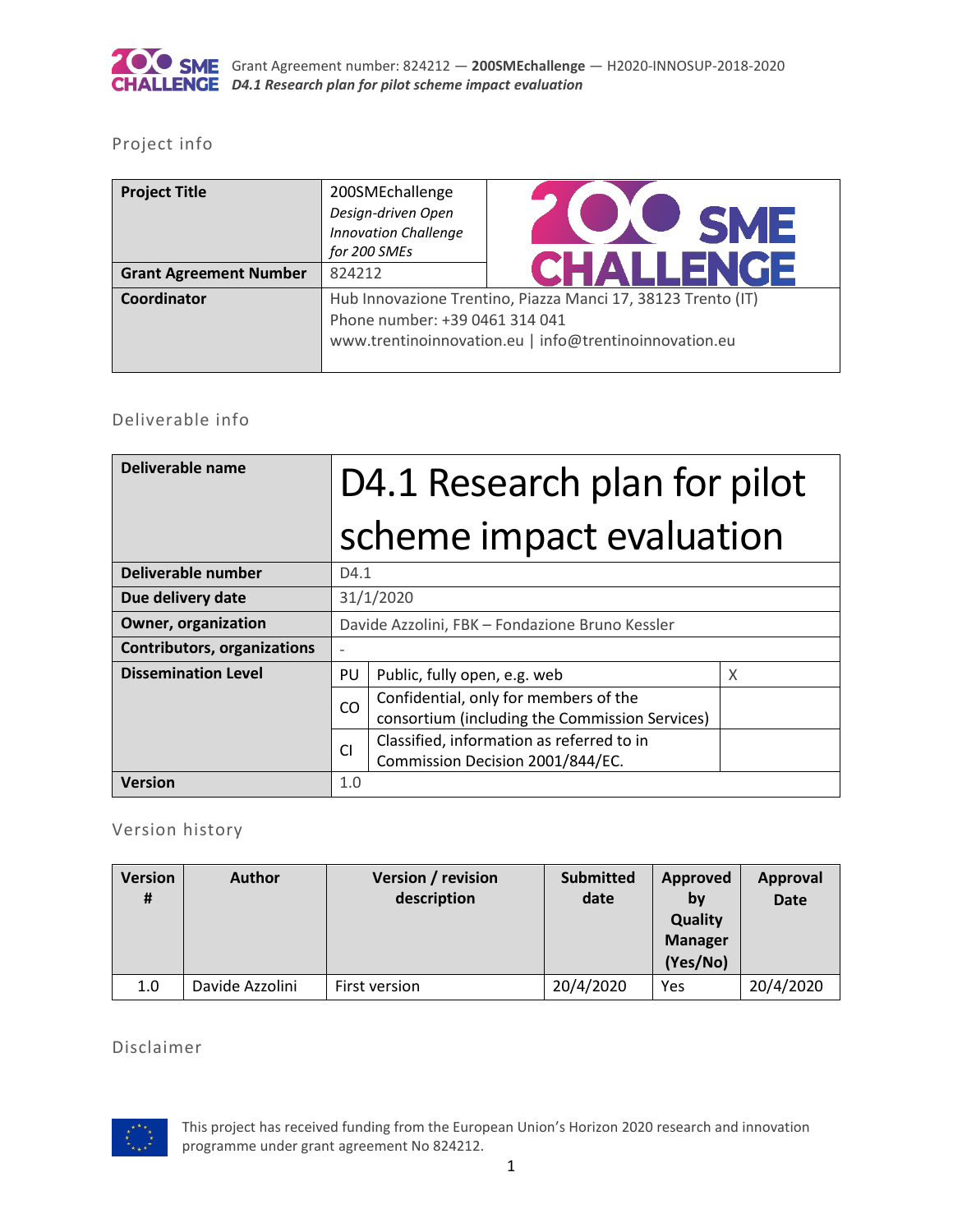## Project info

| Project Title | 200SMEchallenge *Design-driven Open Innovation Challenge for 200 SMEs* |
|---|---|
| Grant Agreement Number | 824212 |
| Coordinator | Hub Innovazione Trentino, Piazza Manci 17, 38123 Trento (IT)<br>Phone number: +39 0461 314 041<br>www.trentinoinnovation.eu \| info@trentinoinnovation.eu |

## Deliverable info

| Deliverable name | D4.1 Research plan for pilot scheme impact evaluation | | |
|---|---|---|---|
| Deliverable number | D4.1 | | |
| Due delivery date | 31/1/2020 | | |
| Owner, organization | Davide Azzolini, FBK – Fondazione Bruno Kessler | | |
| Contributors, organizations | - | | |
| Dissemination Level | PU | Public, fully open, e.g. web | X |
| | CO | Confidential, only for members of the consortium (including the Commission Services) | |
| | CI | Classified, information as referred to in Commission Decision 2001/844/EC. | |
| Version | 1.0 | | |

## Version history

| Version # | Author | Version / revision description | Submitted date | Approved by Quality Manager (Yes/No) | Approval Date |
|---|---|---|---|---|---|
| 1.0 | Davide Azzolini | First version | 20/4/2020 | Yes | 20/4/2020 |

## Disclaimer

This project has received funding from the European Union's Horizon 2020 research and innovation programme under grant agreement No 824212.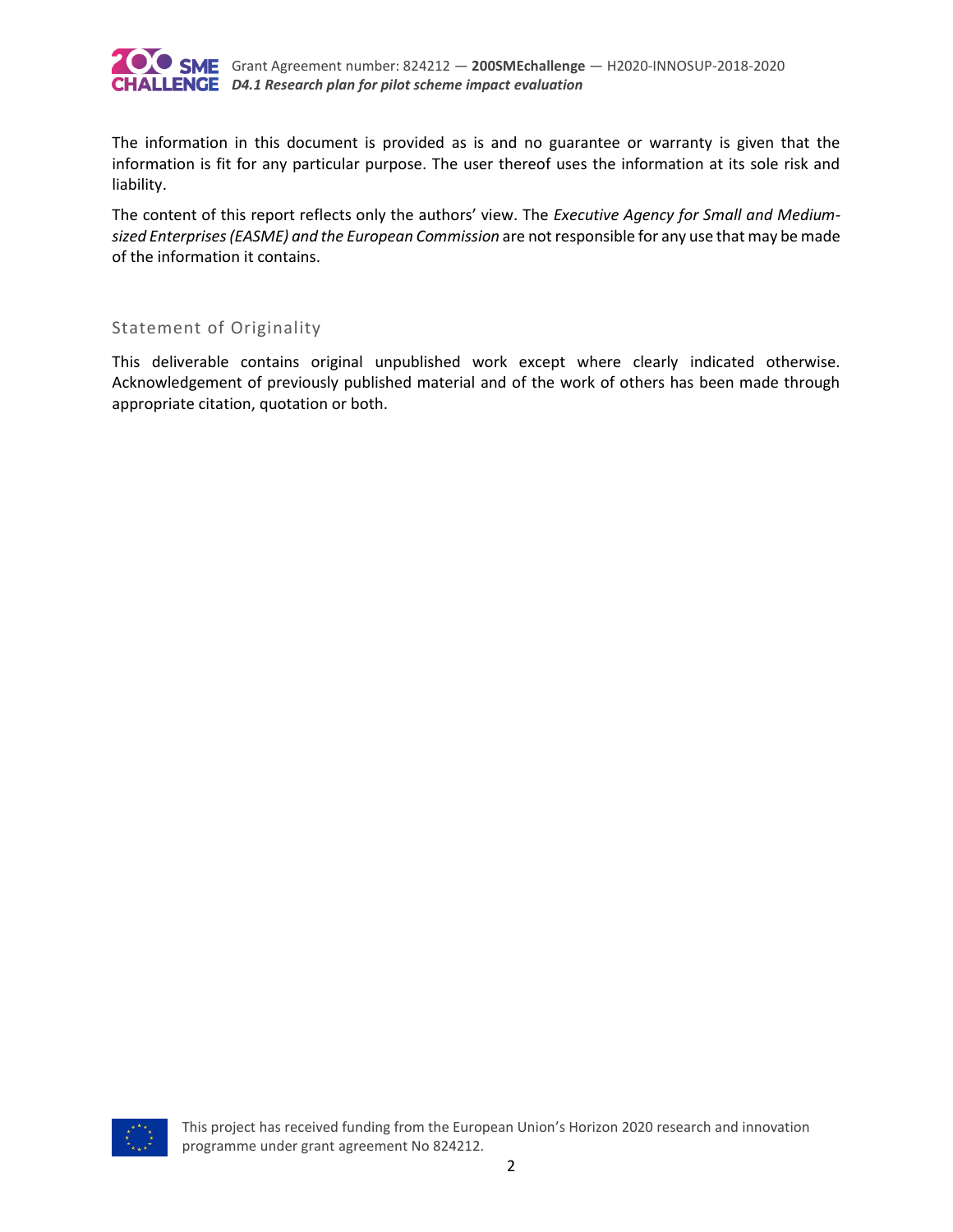The information in this document is provided as is and no guarantee or warranty is given that the information is fit for any particular purpose. The user thereof uses the information at its sole risk and liability.

The content of this report reflects only the authors' view. The *Executive Agency for Small and Medium-sized Enterprises (EASME) and the European Commission* are not responsible for any use that may be made of the information it contains.

## Statement of Originality

This deliverable contains original unpublished work except where clearly indicated otherwise. Acknowledgement of previously published material and of the work of others has been made through appropriate citation, quotation or both.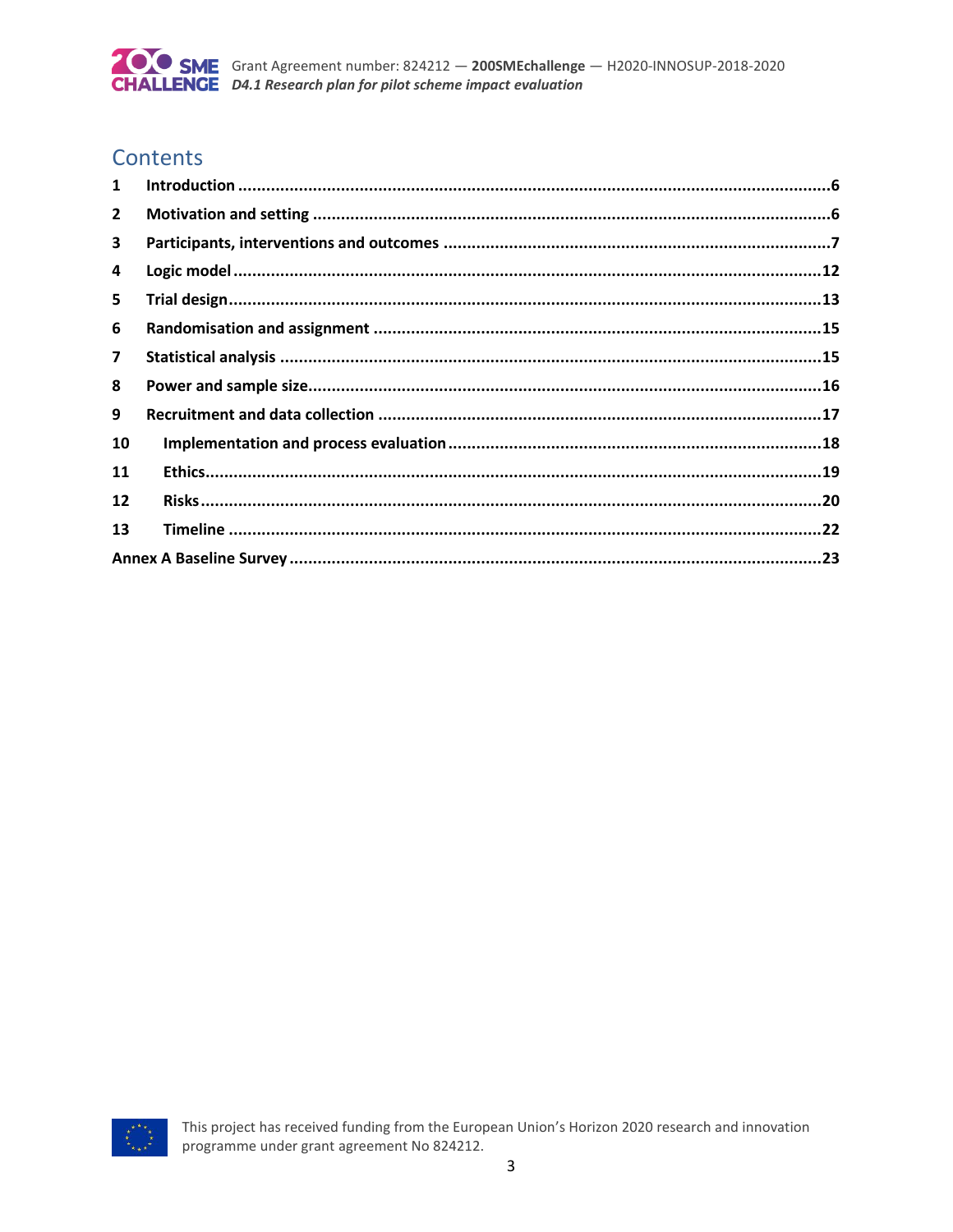# Contents

| | | |
|---|---|---|
| **1** | **Introduction** | **6** |
| **2** | **Motivation and setting** | **6** |
| **3** | **Participants, interventions and outcomes** | **7** |
| **4** | **Logic model** | **12** |
| **5** | **Trial design** | **13** |
| **6** | **Randomisation and assignment** | **15** |
| **7** | **Statistical analysis** | **15** |
| **8** | **Power and sample size** | **16** |
| **9** | **Recruitment and data collection** | **17** |
| **10** | **Implementation and process evaluation** | **18** |
| **11** | **Ethics** | **19** |
| **12** | **Risks** | **20** |
| **13** | **Timeline** | **22** |
| **Annex A Baseline Survey** | | **23** |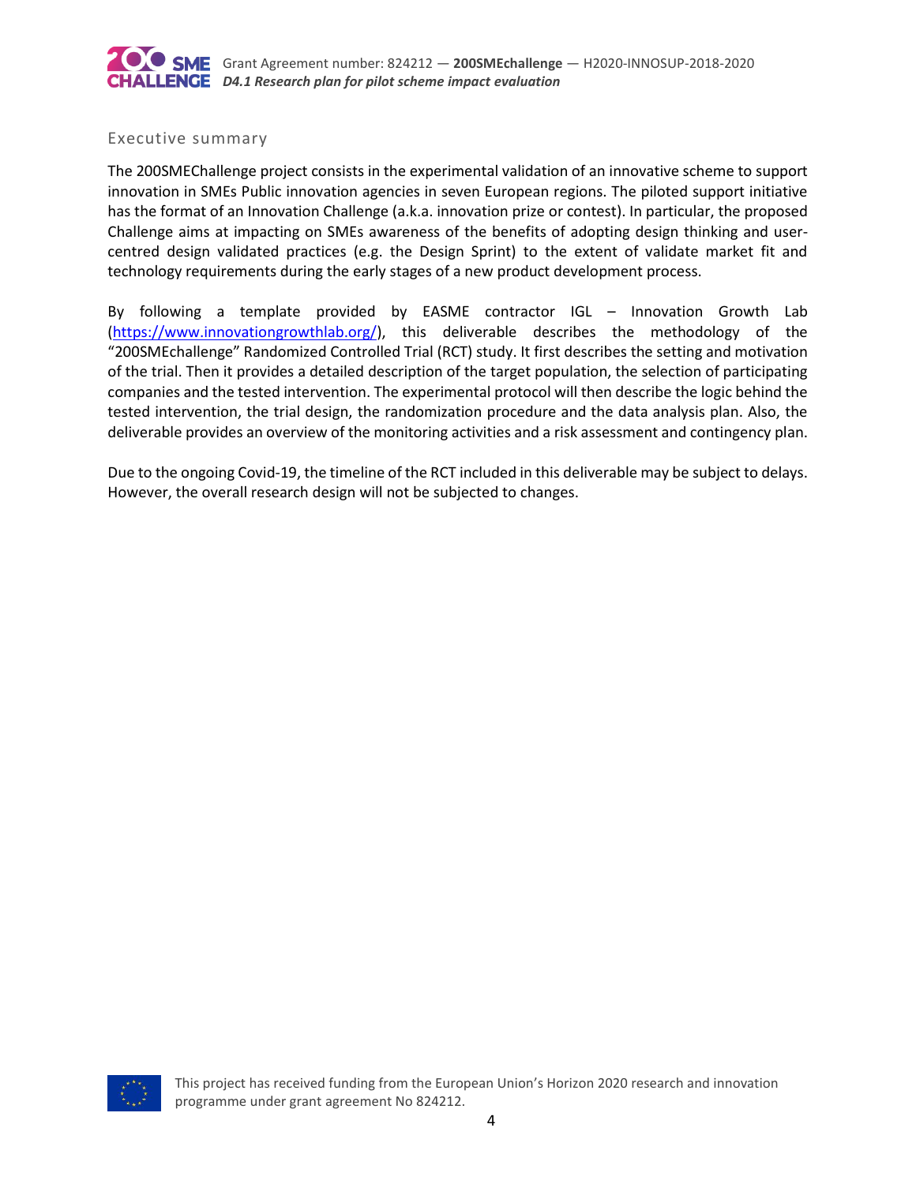## Executive summary

The 200SMEChallenge project consists in the experimental validation of an innovative scheme to support innovation in SMEs Public innovation agencies in seven European regions. The piloted support initiative has the format of an Innovation Challenge (a.k.a. innovation prize or contest). In particular, the proposed Challenge aims at impacting on SMEs awareness of the benefits of adopting design thinking and user-centred design validated practices (e.g. the Design Sprint) to the extent of validate market fit and technology requirements during the early stages of a new product development process.

By following a template provided by EASME contractor IGL – Innovation Growth Lab (https://www.innovationgrowthlab.org/), this deliverable describes the methodology of the "200SMEchallenge" Randomized Controlled Trial (RCT) study. It first describes the setting and motivation of the trial. Then it provides a detailed description of the target population, the selection of participating companies and the tested intervention. The experimental protocol will then describe the logic behind the tested intervention, the trial design, the randomization procedure and the data analysis plan. Also, the deliverable provides an overview of the monitoring activities and a risk assessment and contingency plan.

Due to the ongoing Covid-19, the timeline of the RCT included in this deliverable may be subject to delays. However, the overall research design will not be subjected to changes.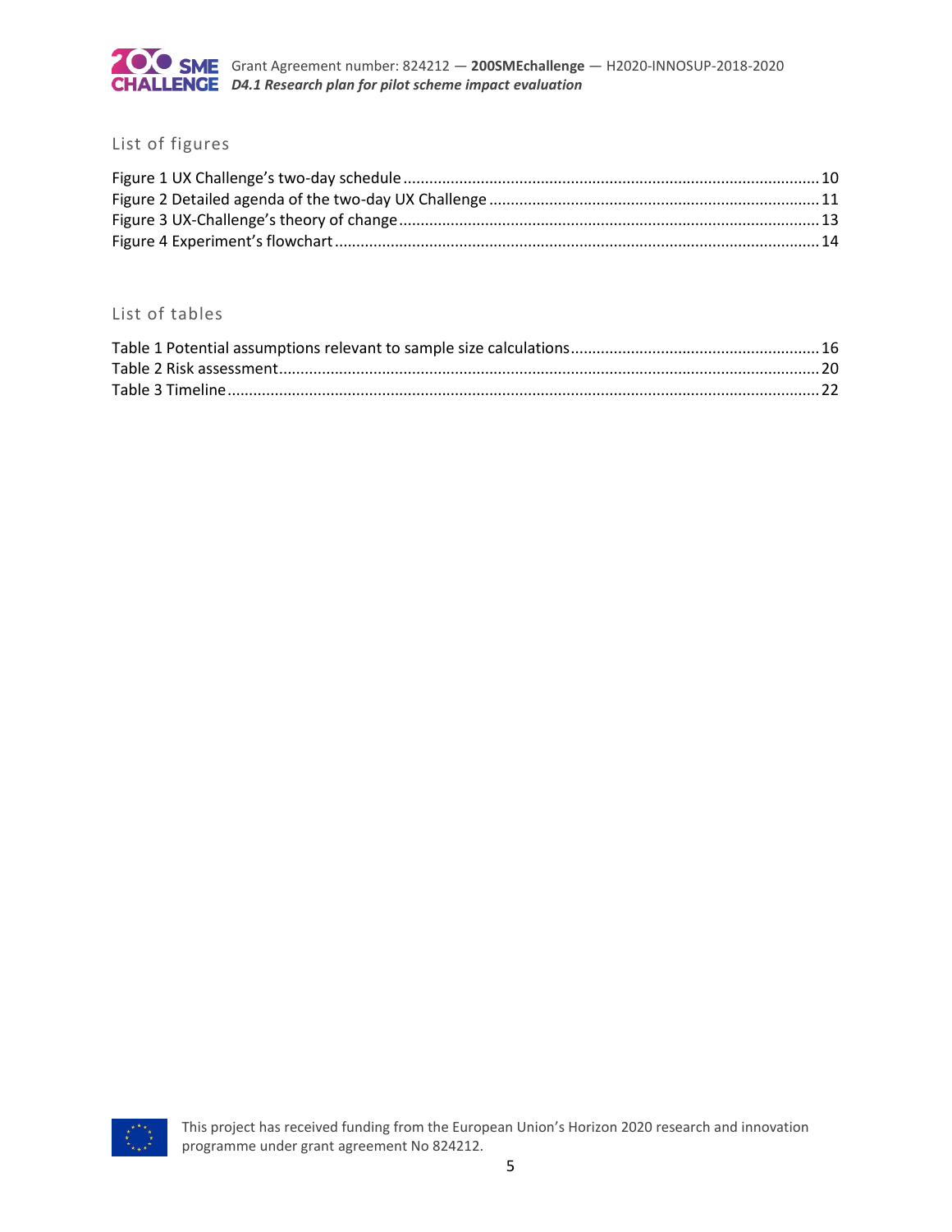## List of figures

Figure 1 UX Challenge's two-day schedule ........................................................................................ 10
Figure 2 Detailed agenda of the two-day UX Challenge ..................................................................... 11
Figure 3 UX-Challenge's theory of change ......................................................................................... 13
Figure 4 Experiment's flowchart ........................................................................................................ 14

## List of tables

Table 1 Potential assumptions relevant to sample size calculations .................................................. 16
Table 2 Risk assessment ..................................................................................................................... 20
Table 3 Timeline ................................................................................................................................. 22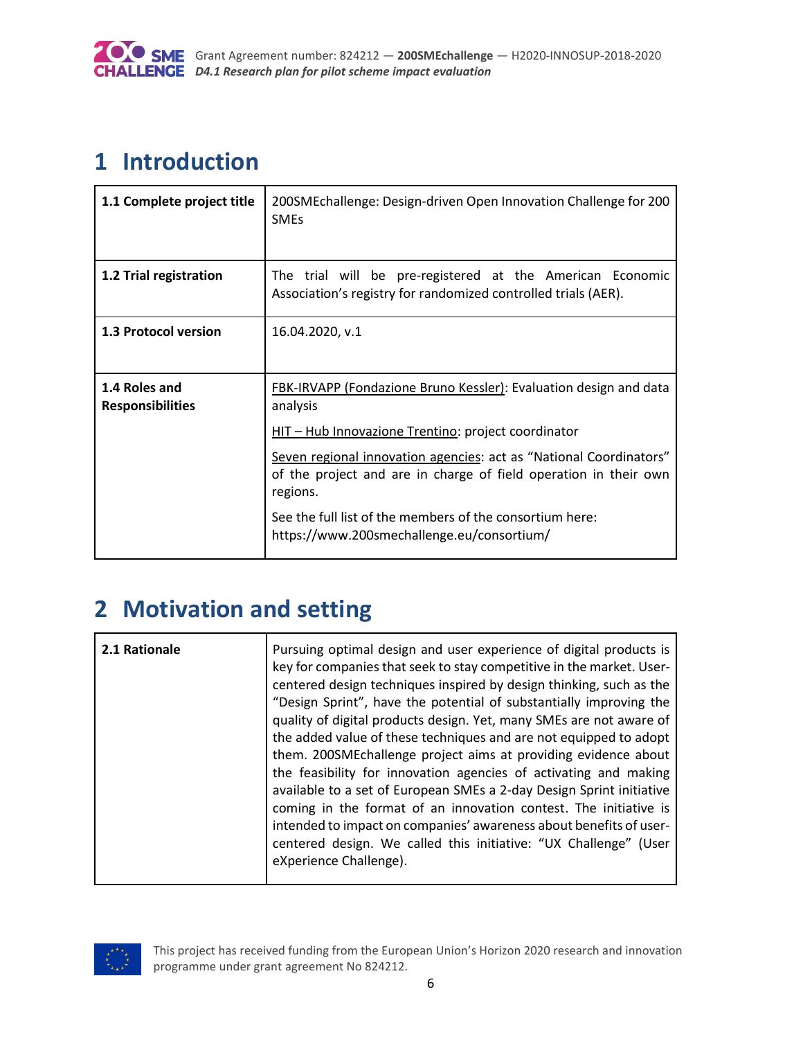# 1 Introduction

| 1.1 Complete project title | 200SMEchallenge: Design-driven Open Innovation Challenge for 200 SMEs |
|---|---|
| **1.2 Trial registration** | The trial will be pre-registered at the American Economic Association's registry for randomized controlled trials (AER). |
| **1.3 Protocol version** | 16.04.2020, v.1 |
| **1.4 Roles and Responsibilities** | FBK-IRVAPP (Fondazione Bruno Kessler): Evaluation design and data analysis<br><br>HIT – Hub Innovazione Trentino: project coordinator<br><br>Seven regional innovation agencies: act as "National Coordinators" of the project and are in charge of field operation in their own regions.<br><br>See the full list of the members of the consortium here: https://www.200smechallenge.eu/consortium/ |

# 2 Motivation and setting

| 2.1 Rationale | Pursuing optimal design and user experience of digital products is key for companies that seek to stay competitive in the market. User-centered design techniques inspired by design thinking, such as the "Design Sprint", have the potential of substantially improving the quality of digital products design. Yet, many SMEs are not aware of the added value of these techniques and are not equipped to adopt them. 200SMEchallenge project aims at providing evidence about the feasibility for innovation agencies of activating and making available to a set of European SMEs a 2-day Design Sprint initiative coming in the format of an innovation contest. The initiative is intended to impact on companies' awareness about benefits of user-centered design. We called this initiative: "UX Challenge" (User eXperience Challenge). |
|---|---|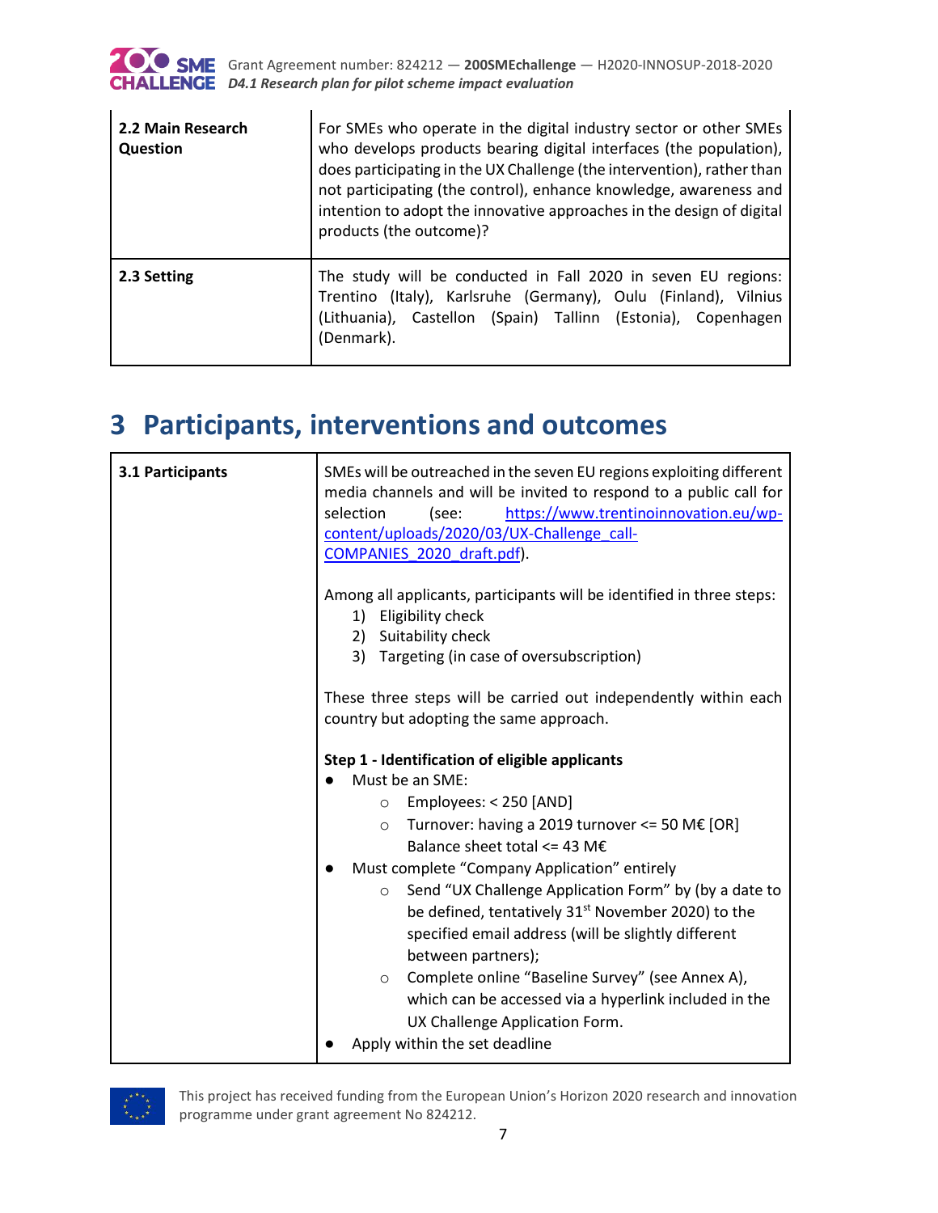| 2.2 Main Research Question | For SMEs who operate in the digital industry sector or other SMEs who develops products bearing digital interfaces (the population), does participating in the UX Challenge (the intervention), rather than not participating (the control), enhance knowledge, awareness and intention to adopt the innovative approaches in the design of digital products (the outcome)? |
|---|---|
| **2.3 Setting** | The study will be conducted in Fall 2020 in seven EU regions: Trentino (Italy), Karlsruhe (Germany), Oulu (Finland), Vilnius (Lithuania), Castellon (Spain) Tallinn (Estonia), Copenhagen (Denmark). |

# 3 Participants, interventions and outcomes

| 3.1 Participants | SMEs will be outreached in the seven EU regions exploiting different media channels and will be invited to respond to a public call for selection (see: [https://www.trentinoinnovation.eu/wp-content/uploads/2020/03/UX-Challenge_call-COMPANIES_2020_draft.pdf](https://www.trentinoinnovation.eu/wp-content/uploads/2020/03/UX-Challenge_call-COMPANIES_2020_draft.pdf)).<br><br>Among all applicants, participants will be identified in three steps:<br>1) Eligibility check<br>2) Suitability check<br>3) Targeting (in case of oversubscription)<br><br>These three steps will be carried out independently within each country but adopting the same approach.<br><br>**Step 1 - Identification of eligible applicants**<br>● Must be an SME:<br>&nbsp;&nbsp;○ Employees: < 250 [AND]<br>&nbsp;&nbsp;○ Turnover: having a 2019 turnover <= 50 M€ [OR] Balance sheet total <= 43 M€<br>● Must complete “Company Application” entirely<br>&nbsp;&nbsp;○ Send “UX Challenge Application Form” by (by a date to be defined, tentatively 31st November 2020) to the specified email address (will be slightly different between partners);<br>&nbsp;&nbsp;○ Complete online “Baseline Survey” (see Annex A), which can be accessed via a hyperlink included in the UX Challenge Application Form.<br>● Apply within the set deadline |
|---|---|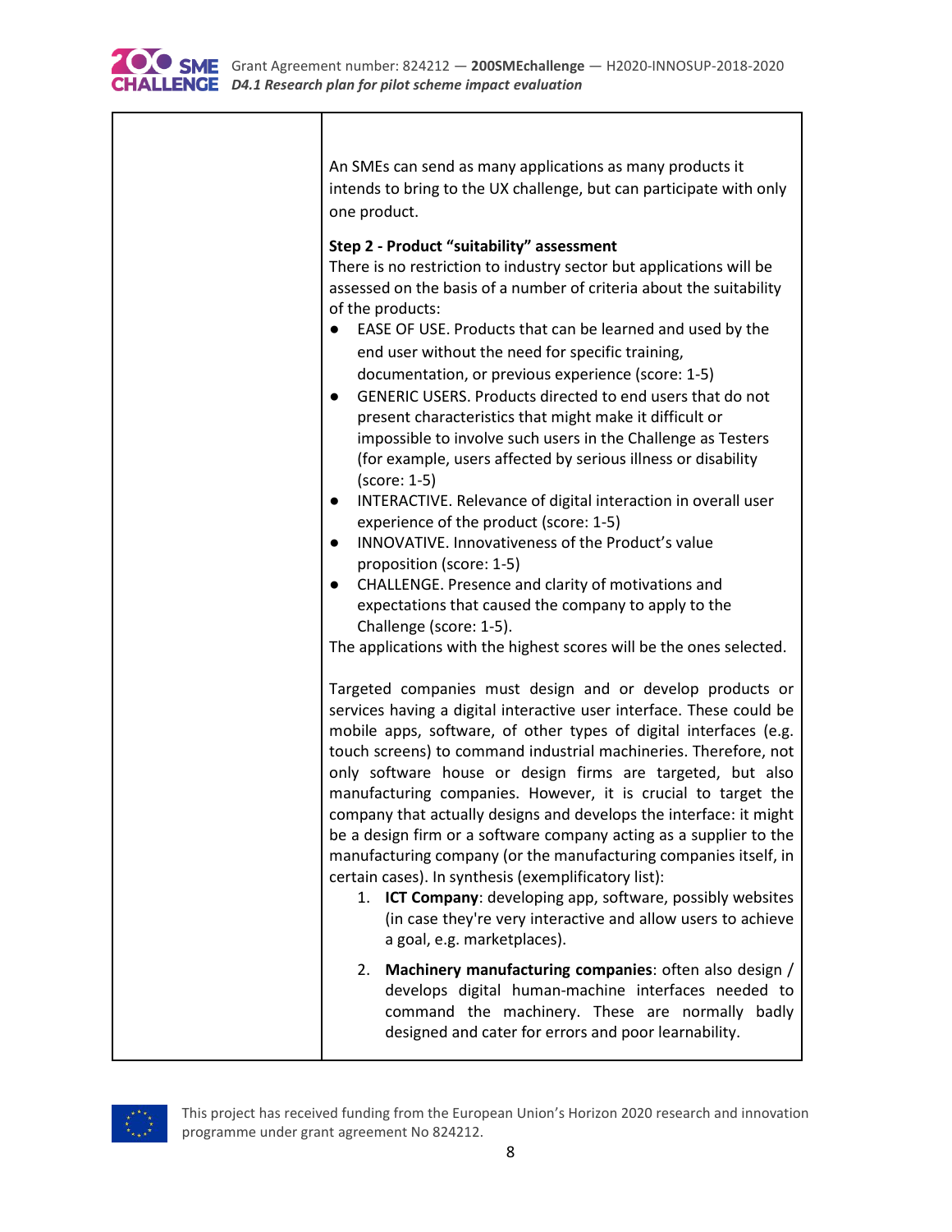| | An SMEs can send as many applications as many products it intends to bring to the UX challenge, but can participate with only one product.<br><br>**Step 2 - Product "suitability" assessment**<br>There is no restriction to industry sector but applications will be assessed on the basis of a number of criteria about the suitability of the products:<br>● EASE OF USE. Products that can be learned and used by the end user without the need for specific training, documentation, or previous experience (score: 1-5)<br>● GENERIC USERS. Products directed to end users that do not present characteristics that might make it difficult or impossible to involve such users in the Challenge as Testers (for example, users affected by serious illness or disability (score: 1-5)<br>● INTERACTIVE. Relevance of digital interaction in overall user experience of the product (score: 1-5)<br>● INNOVATIVE. Innovativeness of the Product's value proposition (score: 1-5)<br>● CHALLENGE. Presence and clarity of motivations and expectations that caused the company to apply to the Challenge (score: 1-5).<br>The applications with the highest scores will be the ones selected.<br><br>Targeted companies must design and or develop products or services having a digital interactive user interface. These could be mobile apps, software, of other types of digital interfaces (e.g. touch screens) to command industrial machineries. Therefore, not only software house or design firms are targeted, but also manufacturing companies. However, it is crucial to target the company that actually designs and develops the interface: it might be a design firm or a software company acting as a supplier to the manufacturing company (or the manufacturing companies itself, in certain cases). In synthesis (exemplificatory list):<br>1. **ICT Company**: developing app, software, possibly websites (in case they're very interactive and allow users to achieve a goal, e.g. marketplaces).<br>2. **Machinery manufacturing companies**: often also design / develops digital human-machine interfaces needed to command the machinery. These are normally badly designed and cater for errors and poor learnability. |
|---|---|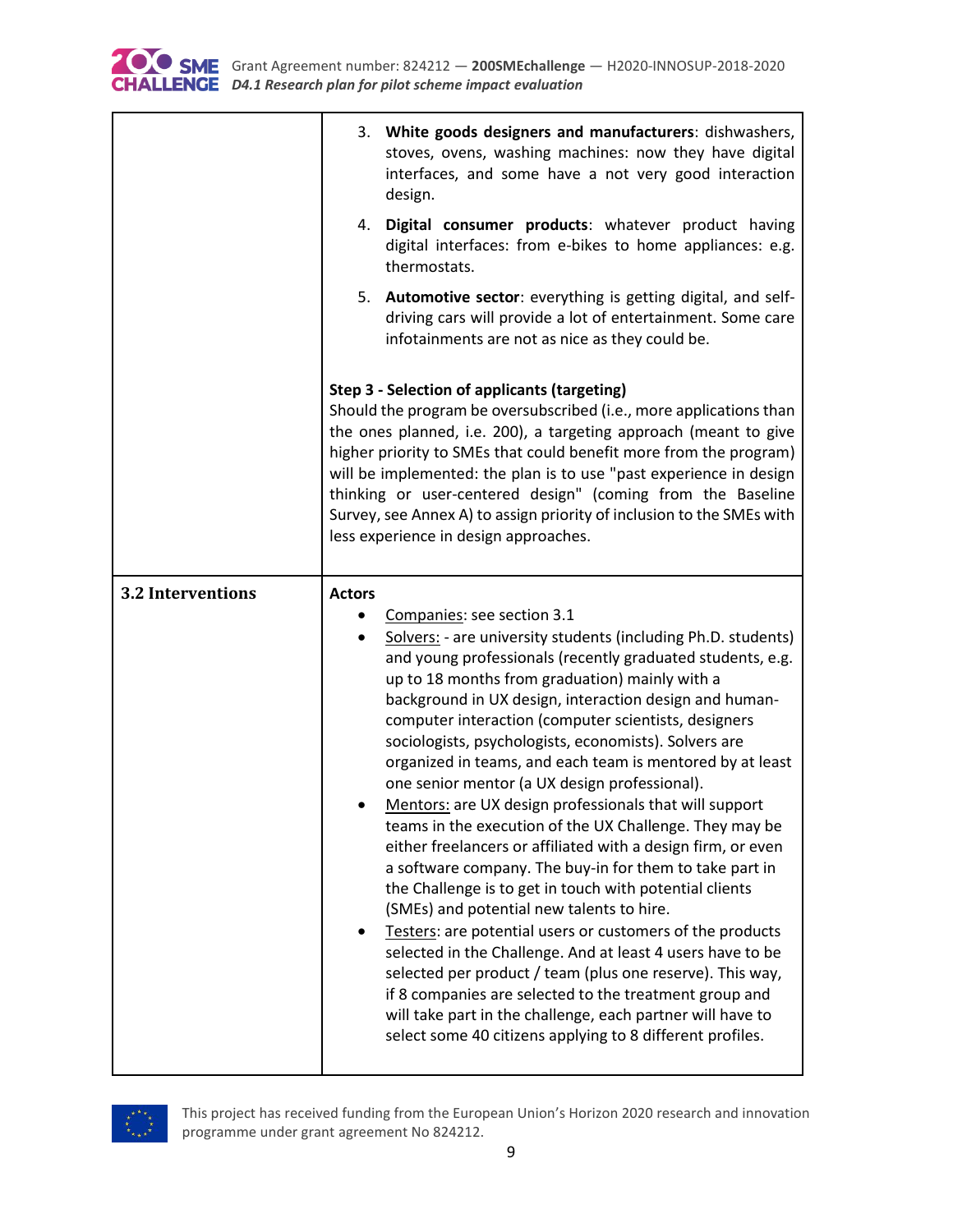| | |
|---|---|
| | 3. **White goods designers and manufacturers**: dishwashers, stoves, ovens, washing machines: now they have digital interfaces, and some have a not very good interaction design.<br>4. **Digital consumer products**: whatever product having digital interfaces: from e-bikes to home appliances: e.g. thermostats.<br>5. **Automotive sector**: everything is getting digital, and self-driving cars will provide a lot of entertainment. Some care infotainments are not as nice as they could be.<br><br>**Step 3 - Selection of applicants (targeting)**<br>Should the program be oversubscribed (i.e., more applications than the ones planned, i.e. 200), a targeting approach (meant to give higher priority to SMEs that could benefit more from the program) will be implemented: the plan is to use "past experience in design thinking or user-centered design" (coming from the Baseline Survey, see Annex A) to assign priority of inclusion to the SMEs with less experience in design approaches. |
| **3.2 Interventions** | **Actors**<br>• Companies: see section 3.1<br>• Solvers: - are university students (including Ph.D. students) and young professionals (recently graduated students, e.g. up to 18 months from graduation) mainly with a background in UX design, interaction design and human-computer interaction (computer scientists, designers sociologists, psychologists, economists). Solvers are organized in teams, and each team is mentored by at least one senior mentor (a UX design professional).<br>• Mentors: are UX design professionals that will support teams in the execution of the UX Challenge. They may be either freelancers or affiliated with a design firm, or even a software company. The buy-in for them to take part in the Challenge is to get in touch with potential clients (SMEs) and potential new talents to hire.<br>• Testers: are potential users or customers of the products selected in the Challenge. And at least 4 users have to be selected per product / team (plus one reserve). This way, if 8 companies are selected to the treatment group and will take part in the challenge, each partner will have to select some 40 citizens applying to 8 different profiles. |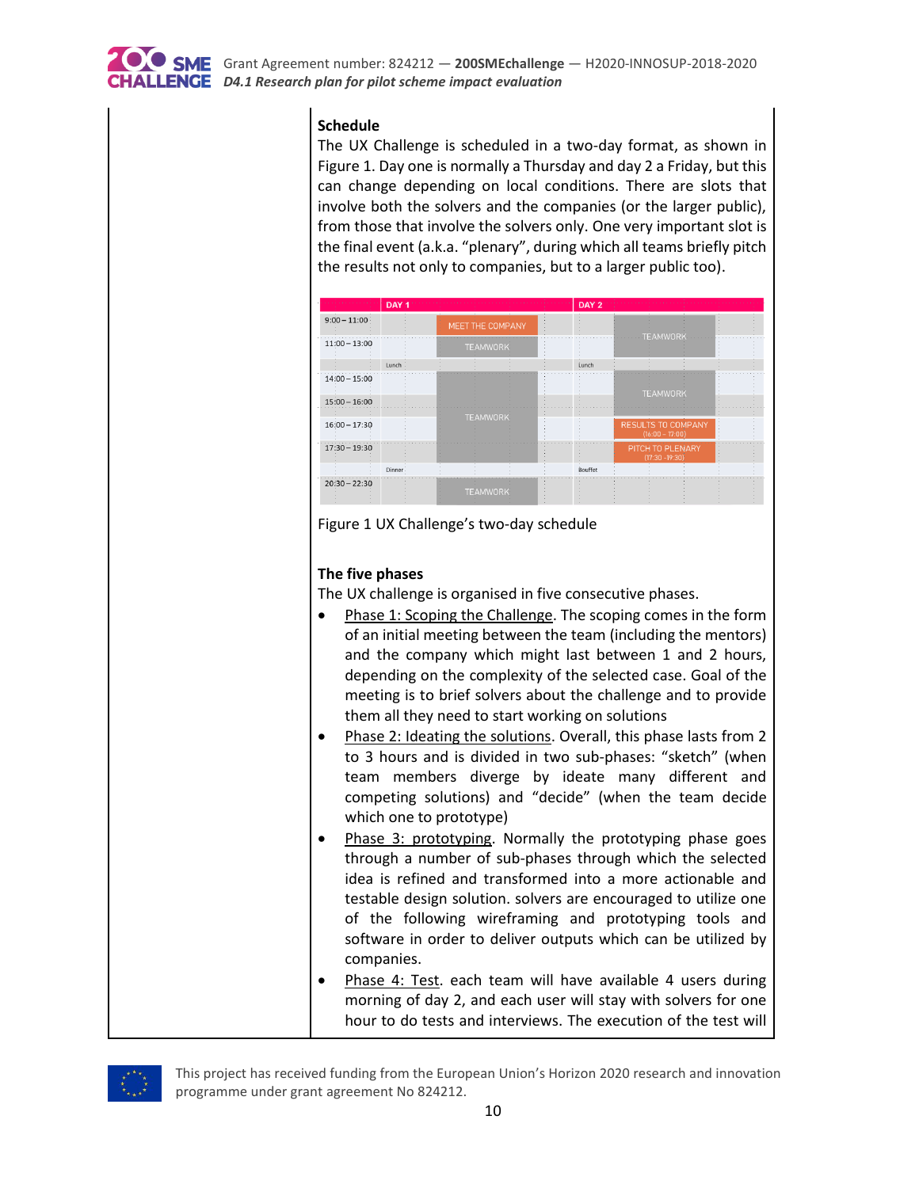**Schedule**

The UX Challenge is scheduled in a two-day format, as shown in Figure 1. Day one is normally a Thursday and day 2 a Friday, but this can change depending on local conditions. There are slots that involve both the solvers and the companies (or the larger public), from those that involve the solvers only. One very important slot is the final event (a.k.a. "plenary", during which all teams briefly pitch the results not only to companies, but to a larger public too).

| | DAY 1 | DAY 2 |
|---|---|---|
| 9:00 – 11:00 | MEET THE COMPANY | TEAMWORK |
| 11:00 – 13:00 | TEAMWORK | TEAMWORK |
| | Lunch | Lunch |
| 14:00 – 15:00 | TEAMWORK | TEAMWORK |
| 15:00 – 16:00 | TEAMWORK | TEAMWORK |
| 16:00 – 17:30 | TEAMWORK | RESULTS TO COMPANY (16:00 – 17:00) |
| 17:30 – 19:30 | TEAMWORK | PITCH TO PLENARY (17:30 -19:30) |
| | Dinner | Bouffet |
| 20:30 – 22:30 | TEAMWORK | |

Figure 1 UX Challenge's two-day schedule

**The five phases**

The UX challenge is organised in five consecutive phases.

- Phase 1: Scoping the Challenge. The scoping comes in the form of an initial meeting between the team (including the mentors) and the company which might last between 1 and 2 hours, depending on the complexity of the selected case. Goal of the meeting is to brief solvers about the challenge and to provide them all they need to start working on solutions
- Phase 2: Ideating the solutions. Overall, this phase lasts from 2 to 3 hours and is divided in two sub-phases: "sketch" (when team members diverge by ideate many different and competing solutions) and "decide" (when the team decide which one to prototype)
- Phase 3: prototyping. Normally the prototyping phase goes through a number of sub-phases through which the selected idea is refined and transformed into a more actionable and testable design solution. solvers are encouraged to utilize one of the following wireframing and prototyping tools and software in order to deliver outputs which can be utilized by companies.
- Phase 4: Test. each team will have available 4 users during morning of day 2, and each user will stay with solvers for one hour to do tests and interviews. The execution of the test will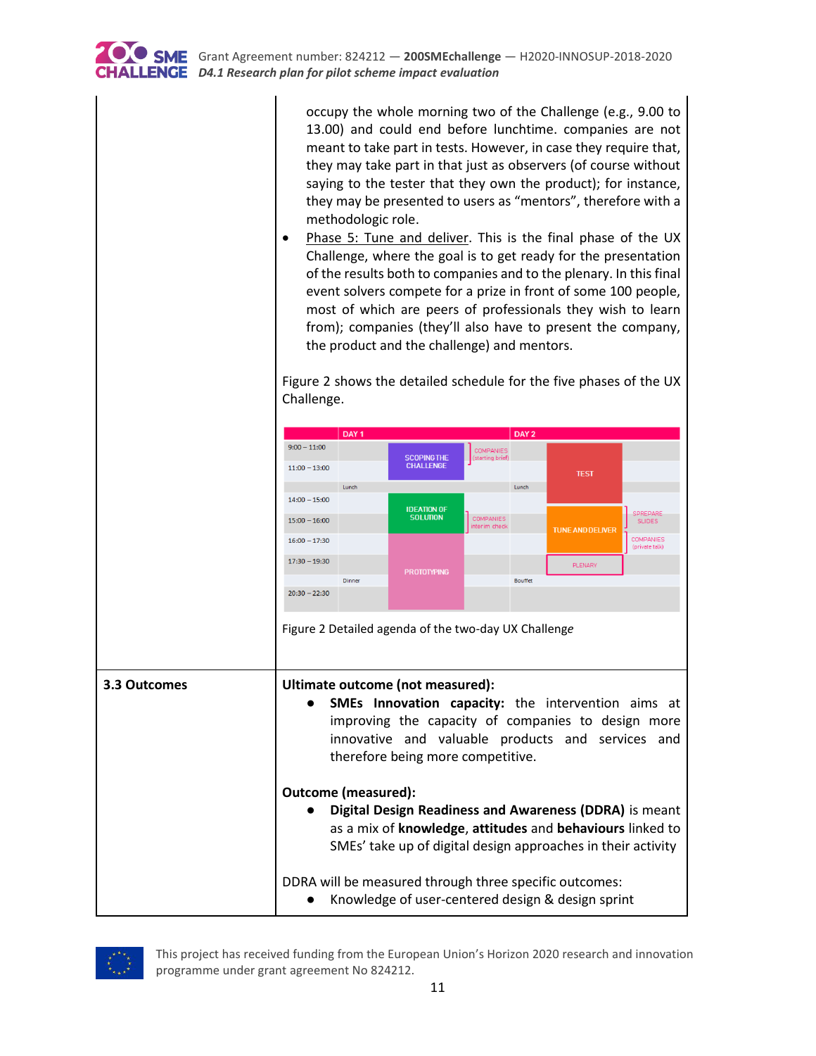| | |
|---|---|
| | occupy the whole morning two of the Challenge (e.g., 9.00 to 13.00) and could end before lunchtime. companies are not meant to take part in tests. However, in case they require that, they may take part in that just as observers (of course without saying to the tester that they own the product); for instance, they may be presented to users as "mentors", therefore with a methodologic role.<br>• Phase 5: Tune and deliver. This is the final phase of the UX Challenge, where the goal is to get ready for the presentation of the results both to companies and to the plenary. In this final event solvers compete for a prize in front of some 100 people, most of which are peers of professionals they wish to learn from); companies (they'll also have to present the company, the product and the challenge) and mentors.<br><br>Figure 2 shows the detailed schedule for the five phases of the UX Challenge.<br><br>Figure 2 Detailed agenda of the two-day UX *Challenge* |
| **3.3 Outcomes** | **Ultimate outcome (not measured):**<br>● **SMEs Innovation capacity:** the intervention aims at improving the capacity of companies to design more innovative and valuable products and services and therefore being more competitive.<br><br>**Outcome (measured):**<br>● **Digital Design Readiness and Awareness (DDRA)** is meant as a mix of **knowledge**, **attitudes** and **behaviours** linked to SMEs' take up of digital design approaches in their activity<br><br>DDRA will be measured through three specific outcomes:<br>● Knowledge of user-centered design & design sprint |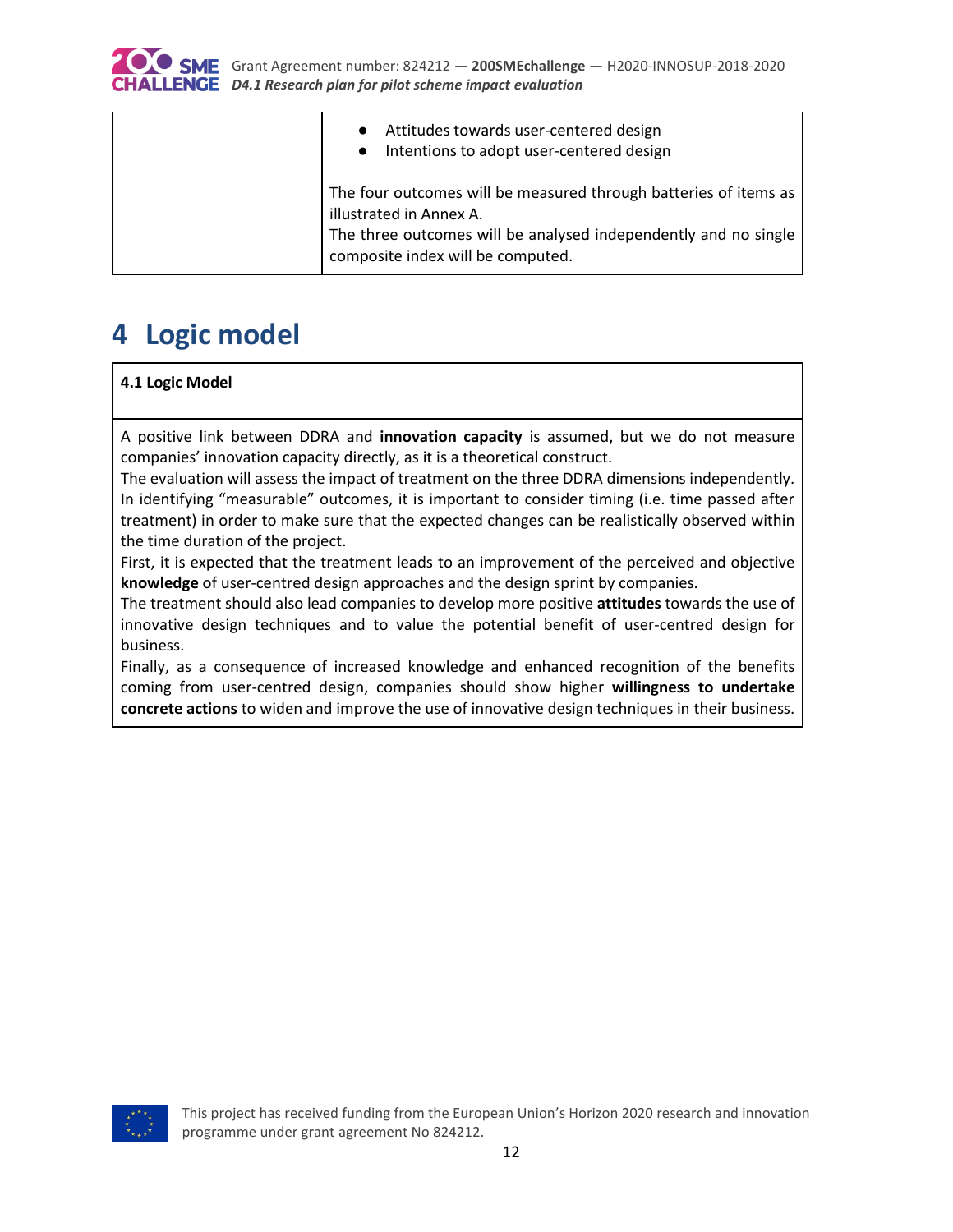| | <ul><li>Attitudes towards user-centered design</li><li>Intentions to adopt user-centered design</li></ul>The four outcomes will be measured through batteries of items as illustrated in Annex A.<br>The three outcomes will be analysed independently and no single composite index will be computed. |
|---|---|

# 4 Logic model

| **4.1 Logic Model** |
|---|
| A positive link between DDRA and **innovation capacity** is assumed, but we do not measure companies' innovation capacity directly, as it is a theoretical construct.<br>The evaluation will assess the impact of treatment on the three DDRA dimensions independently. In identifying "measurable" outcomes, it is important to consider timing (i.e. time passed after treatment) in order to make sure that the expected changes can be realistically observed within the time duration of the project.<br>First, it is expected that the treatment leads to an improvement of the perceived and objective **knowledge** of user-centred design approaches and the design sprint by companies.<br>The treatment should also lead companies to develop more positive **attitudes** towards the use of innovative design techniques and to value the potential benefit of user-centred design for business.<br>Finally, as a consequence of increased knowledge and enhanced recognition of the benefits coming from user-centred design, companies should show higher **willingness to undertake concrete actions** to widen and improve the use of innovative design techniques in their business. |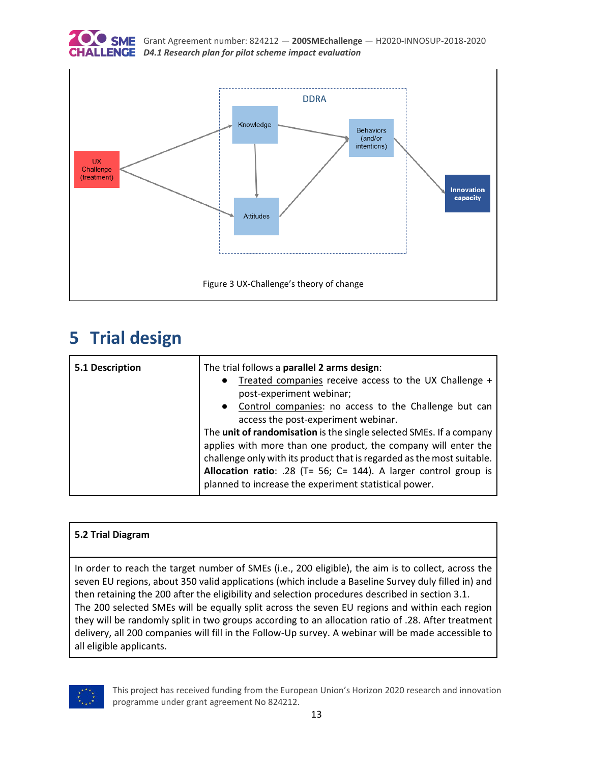Figure 3 UX-Challenge's theory of change

# 5 Trial design

| **5.1 Description** | The trial follows a **parallel 2 arms design**:<br>● Treated companies receive access to the UX Challenge + post-experiment webinar;<br>● Control companies: no access to the Challenge but can access the post-experiment webinar.<br>The **unit of randomisation** is the single selected SMEs. If a company applies with more than one product, the company will enter the challenge only with its product that is regarded as the most suitable.<br>**Allocation ratio**: .28 (T= 56; C= 144). A larger control group is planned to increase the experiment statistical power. |
|---|---|

| **5.2 Trial Diagram** |
|---|
| In order to reach the target number of SMEs (i.e., 200 eligible), the aim is to collect, across the seven EU regions, about 350 valid applications (which include a Baseline Survey duly filled in) and then retaining the 200 after the eligibility and selection procedures described in section 3.1.<br>The 200 selected SMEs will be equally split across the seven EU regions and within each region they will be randomly split in two groups according to an allocation ratio of .28. After treatment delivery, all 200 companies will fill in the Follow-Up survey. A webinar will be made accessible to all eligible applicants. |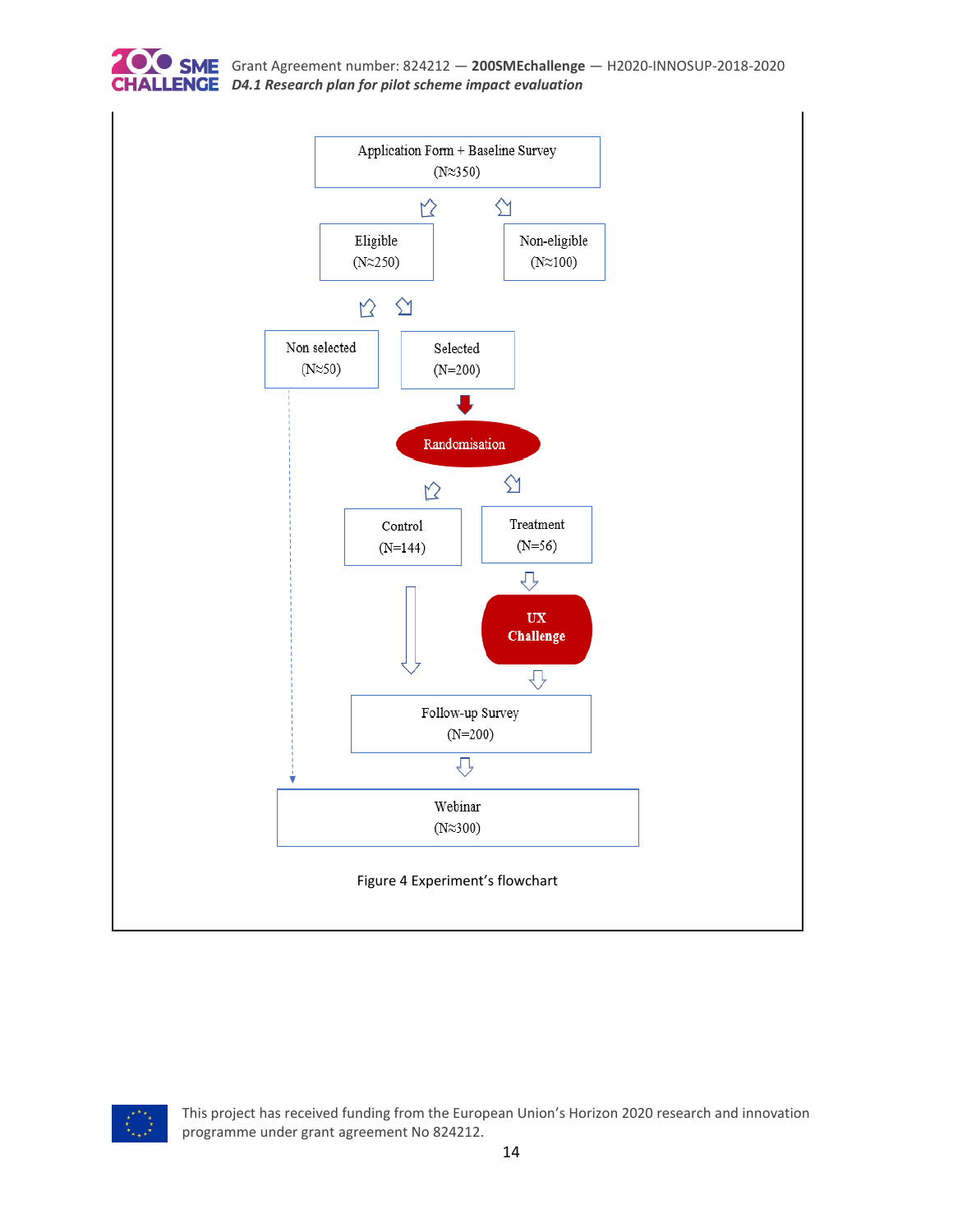Application Form + Baseline Survey
(N≈350)

Eligible
(N≈250)

Non-eligible
(N≈100)

Non selected
(N≈50)

Selected
(N=200)

Randomisation

Control
(N=144)

Treatment
(N=56)

UX
Challenge

Follow-up Survey
(N=200)

Webinar
(N≈300)

Figure 4 Experiment's flowchart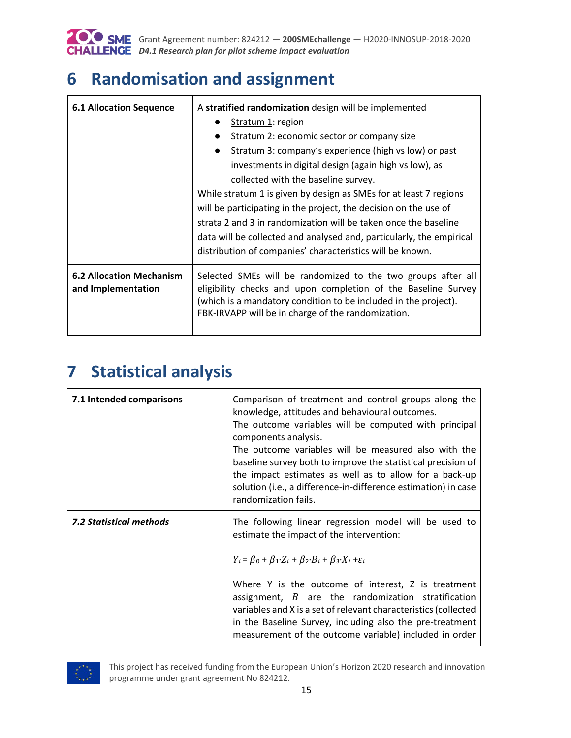# 6 Randomisation and assignment

| | |
|---|---|
| **6.1 Allocation Sequence** | A **stratified randomization** design will be implemented<br>● Stratum 1: region<br>● Stratum 2: economic sector or company size<br>● Stratum 3: company's experience (high vs low) or past investments in digital design (again high vs low), as collected with the baseline survey.<br>While stratum 1 is given by design as SMEs for at least 7 regions will be participating in the project, the decision on the use of strata 2 and 3 in randomization will be taken once the baseline data will be collected and analysed and, particularly, the empirical distribution of companies' characteristics will be known. |
| **6.2 Allocation Mechanism and Implementation** | Selected SMEs will be randomized to the two groups after all eligibility checks and upon completion of the Baseline Survey (which is a mandatory condition to be included in the project). FBK-IRVAPP will be in charge of the randomization. |

# 7 Statistical analysis

| | |
|---|---|
| **7.1 Intended comparisons** | Comparison of treatment and control groups along the knowledge, attitudes and behavioural outcomes.<br>The outcome variables will be computed with principal components analysis.<br>The outcome variables will be measured also with the baseline survey both to improve the statistical precision of the impact estimates as well as to allow for a back-up solution (i.e., a difference-in-difference estimation) in case randomization fails. |
| ***7.2 Statistical methods*** | The following linear regression model will be used to estimate the impact of the intervention:<br><br>$Y_i = \beta_0 + \beta_1 \cdot Z_i + \beta_2 \cdot B_i + \beta_3 \cdot X_i + \varepsilon_i$<br><br>Where Y is the outcome of interest, Z is treatment assignment, $B$ are the randomization stratification variables and X is a set of relevant characteristics (collected in the Baseline Survey, including also the pre-treatment measurement of the outcome variable) included in order |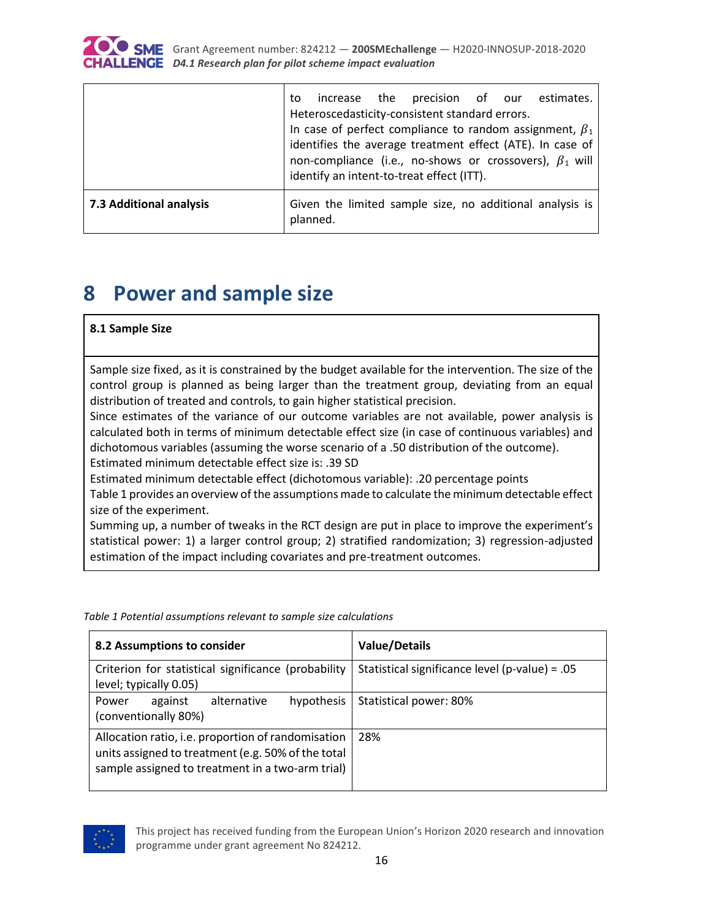| | |
|---|---|
| | to increase the precision of our estimates. Heteroscedasticity-consistent standard errors. In case of perfect compliance to random assignment, $\beta_1$ identifies the average treatment effect (ATE). In case of non-compliance (i.e., no-shows or crossovers), $\beta_1$ will identify an intent-to-treat effect (ITT). |
| **7.3 Additional analysis** | Given the limited sample size, no additional analysis is planned. |

# 8 Power and sample size

| **8.1 Sample Size** |
|---|
| Sample size fixed, as it is constrained by the budget available for the intervention. The size of the control group is planned as being larger than the treatment group, deviating from an equal distribution of treated and controls, to gain higher statistical precision. Since estimates of the variance of our outcome variables are not available, power analysis is calculated both in terms of minimum detectable effect size (in case of continuous variables) and dichotomous variables (assuming the worse scenario of a .50 distribution of the outcome). Estimated minimum detectable effect size is: .39 SD Estimated minimum detectable effect (dichotomous variable): .20 percentage points Table 1 provides an overview of the assumptions made to calculate the minimum detectable effect size of the experiment. Summing up, a number of tweaks in the RCT design are put in place to improve the experiment's statistical power: 1) a larger control group; 2) stratified randomization; 3) regression-adjusted estimation of the impact including covariates and pre-treatment outcomes. |

*Table 1 Potential assumptions relevant to sample size calculations*

| **8.2 Assumptions to consider** | **Value/Details** |
|---|---|
| Criterion for statistical significance (probability level; typically 0.05) | Statistical significance level (p-value) = .05 |
| Power against alternative hypothesis (conventionally 80%) | Statistical power: 80% |
| Allocation ratio, i.e. proportion of randomisation units assigned to treatment (e.g. 50% of the total sample assigned to treatment in a two-arm trial) | 28% |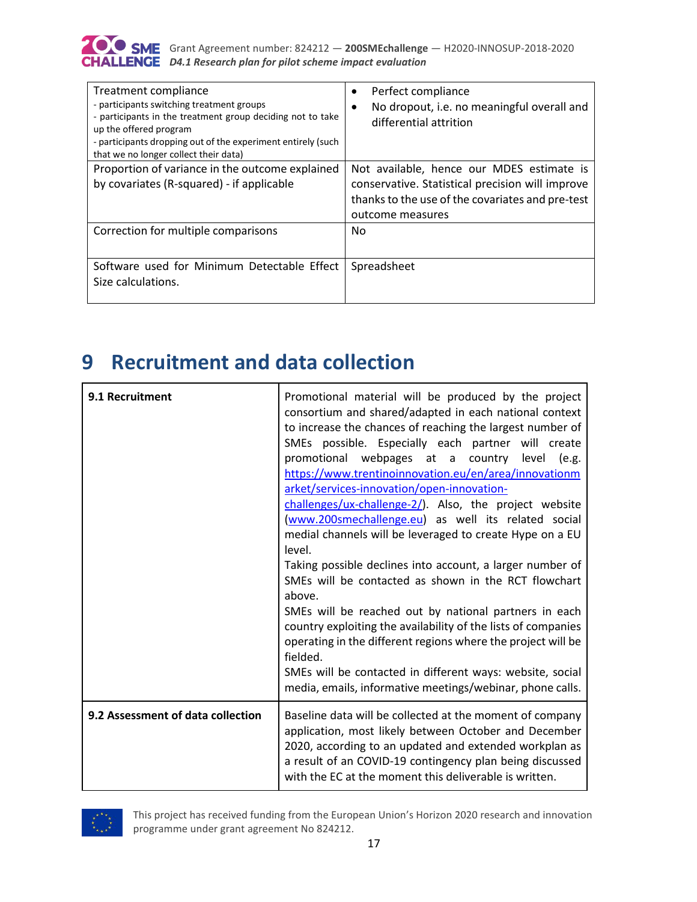| | |
|---|---|
| Treatment compliance<br>- participants switching treatment groups<br>- participants in the treatment group deciding not to take up the offered program<br>- participants dropping out of the experiment entirely (such that we no longer collect their data) | • Perfect compliance<br>• No dropout, i.e. no meaningful overall and differential attrition |
| Proportion of variance in the outcome explained by covariates (R-squared) - if applicable | Not available, hence our MDES estimate is conservative. Statistical precision will improve thanks to the use of the covariates and pre-test outcome measures |
| Correction for multiple comparisons | No |
| Software used for Minimum Detectable Effect Size calculations. | Spreadsheet |

# 9 Recruitment and data collection

| | |
|---|---|
| **9.1 Recruitment** | Promotional material will be produced by the project consortium and shared/adapted in each national context to increase the chances of reaching the largest number of SMEs possible. Especially each partner will create promotional webpages at a country level (e.g. https://www.trentinoinnovation.eu/en/area/innovationmarket/services-innovation/open-innovation-challenges/ux-challenge-2/). Also, the project website (www.200smechallenge.eu) as well its related social medial channels will be leveraged to create Hype on a EU level.<br>Taking possible declines into account, a larger number of SMEs will be contacted as shown in the RCT flowchart above.<br>SMEs will be reached out by national partners in each country exploiting the availability of the lists of companies operating in the different regions where the project will be fielded.<br>SMEs will be contacted in different ways: website, social media, emails, informative meetings/webinar, phone calls. |
| **9.2 Assessment of data collection** | Baseline data will be collected at the moment of company application, most likely between October and December 2020, according to an updated and extended workplan as a result of an COVID-19 contingency plan being discussed with the EC at the moment this deliverable is written. |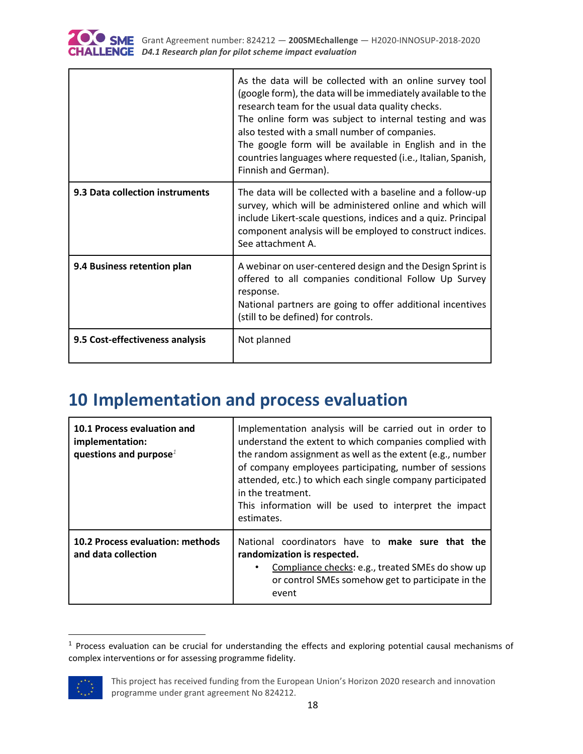| | |
|---|---|
| | As the data will be collected with an online survey tool (google form), the data will be immediately available to the research team for the usual data quality checks.<br>The online form was subject to internal testing and was also tested with a small number of companies.<br>The google form will be available in English and in the countries languages where requested (i.e., Italian, Spanish, Finnish and German). |
| **9.3 Data collection instruments** | The data will be collected with a baseline and a follow-up survey, which will be administered online and which will include Likert-scale questions, indices and a quiz. Principal component analysis will be employed to construct indices. See attachment A. |
| **9.4 Business retention plan** | A webinar on user-centered design and the Design Sprint is offered to all companies conditional Follow Up Survey response.<br>National partners are going to offer additional incentives (still to be defined) for controls. |
| **9.5 Cost-effectiveness analysis** | Not planned |

# 10 Implementation and process evaluation

| | |
|---|---|
| **10.1 Process evaluation and implementation: questions and purpose**[1] | Implementation analysis will be carried out in order to understand the extent to which companies complied with the random assignment as well as the extent (e.g., number of company employees participating, number of sessions attended, etc.) to which each single company participated in the treatment.<br>This information will be used to interpret the impact estimates. |
| **10.2 Process evaluation: methods and data collection** | National coordinators have to **make sure that the randomization is respected.**<br>• Compliance checks: e.g., treated SMEs do show up or control SMEs somehow get to participate in the event |

[1] Process evaluation can be crucial for understanding the effects and exploring potential causal mechanisms of complex interventions or for assessing programme fidelity.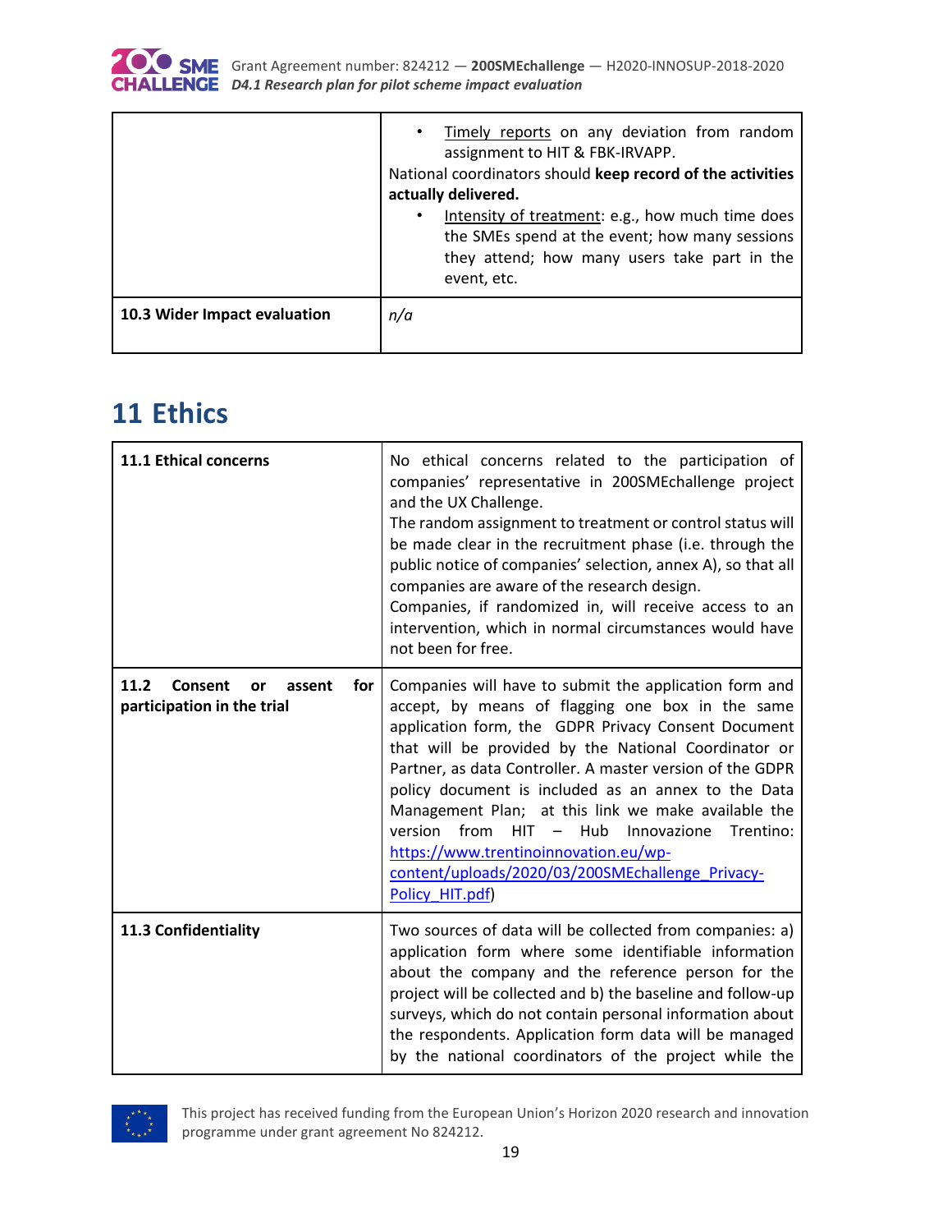| | |
|---|---|
| | • <u>Timely reports</u> on any deviation from random assignment to HIT & FBK-IRVAPP.<br>National coordinators should **keep record of the activities actually delivered.**<br>• <u>Intensity of treatment</u>: e.g., how much time does the SMEs spend at the event; how many sessions they attend; how many users take part in the event, etc. |
| **10.3 Wider Impact evaluation** | *n/a* |

# 11 Ethics

| | |
|---|---|
| **11.1 Ethical concerns** | No ethical concerns related to the participation of companies' representative in 200SMEchallenge project and the UX Challenge.<br>The random assignment to treatment or control status will be made clear in the recruitment phase (i.e. through the public notice of companies' selection, annex A), so that all companies are aware of the research design.<br>Companies, if randomized in, will receive access to an intervention, which in normal circumstances would have not been for free. |
| **11.2 Consent or assent for participation in the trial** | Companies will have to submit the application form and accept, by means of flagging one box in the same application form, the GDPR Privacy Consent Document that will be provided by the National Coordinator or Partner, as data Controller. A master version of the GDPR policy document is included as an annex to the Data Management Plan; at this link we make available the version from HIT – Hub Innovazione Trentino: [https://www.trentinoinnovation.eu/wp-content/uploads/2020/03/200SMEchallenge_Privacy-Policy_HIT.pdf](https://www.trentinoinnovation.eu/wp-content/uploads/2020/03/200SMEchallenge_Privacy-Policy_HIT.pdf)) |
| **11.3 Confidentiality** | Two sources of data will be collected from companies: a) application form where some identifiable information about the company and the reference person for the project will be collected and b) the baseline and follow-up surveys, which do not contain personal information about the respondents. Application form data will be managed by the national coordinators of the project while the |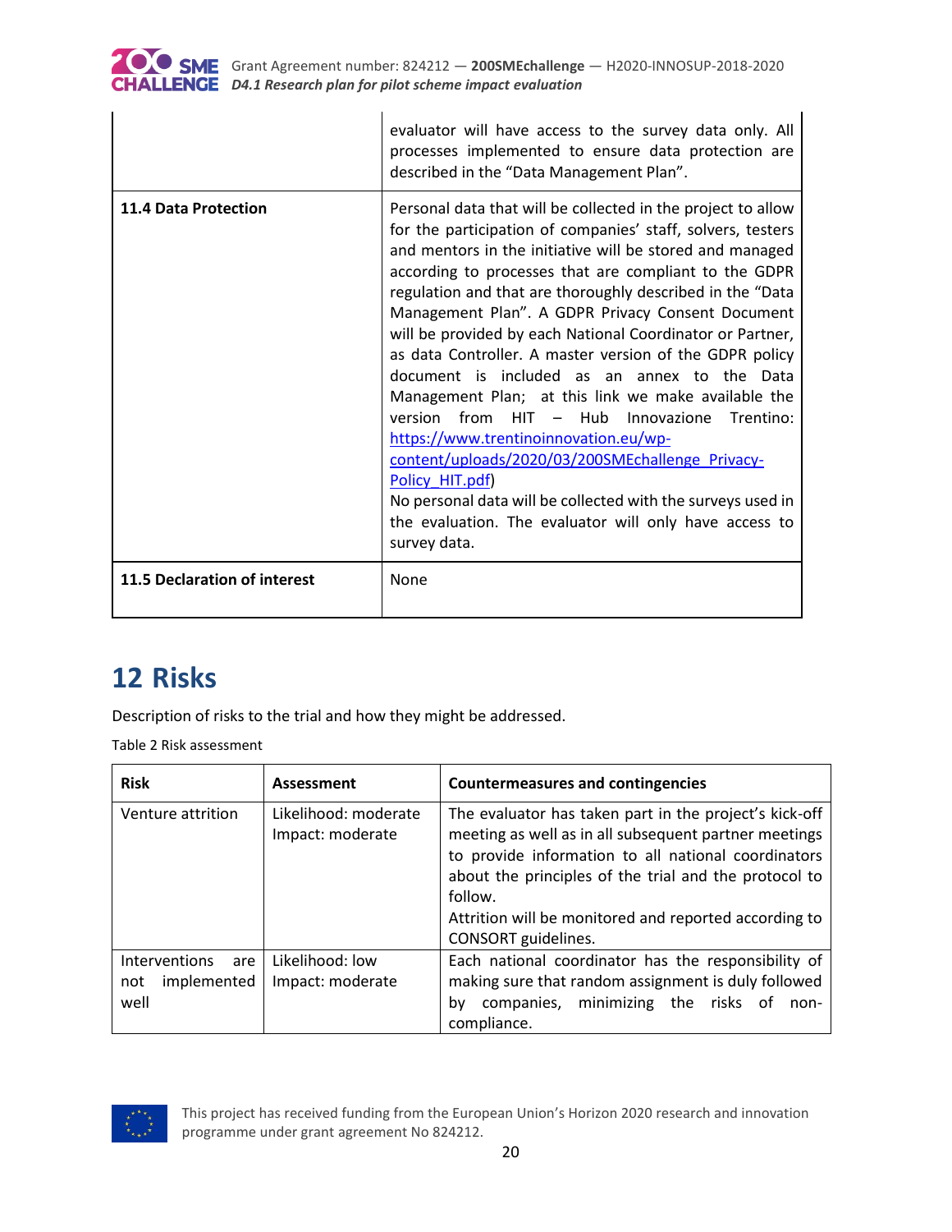| | |
|---|---|
| | evaluator will have access to the survey data only. All processes implemented to ensure data protection are described in the "Data Management Plan". |
| **11.4 Data Protection** | Personal data that will be collected in the project to allow for the participation of companies' staff, solvers, testers and mentors in the initiative will be stored and managed according to processes that are compliant to the GDPR regulation and that are thoroughly described in the "Data Management Plan". A GDPR Privacy Consent Document will be provided by each National Coordinator or Partner, as data Controller. A master version of the GDPR policy document is included as an annex to the Data Management Plan; at this link we make available the version from HIT – Hub Innovazione Trentino: [https://www.trentinoinnovation.eu/wp-content/uploads/2020/03/200SMEchallenge_Privacy-Policy_HIT.pdf](https://www.trentinoinnovation.eu/wp-content/uploads/2020/03/200SMEchallenge_Privacy-Policy_HIT.pdf)) No personal data will be collected with the surveys used in the evaluation. The evaluator will only have access to survey data. |
| **11.5 Declaration of interest** | None |

# 12 Risks

Description of risks to the trial and how they might be addressed.

Table 2 Risk assessment

| Risk | Assessment | Countermeasures and contingencies |
|---|---|---|
| Venture attrition | Likelihood: moderate<br>Impact: moderate | The evaluator has taken part in the project's kick-off meeting as well as in all subsequent partner meetings to provide information to all national coordinators about the principles of the trial and the protocol to follow.<br>Attrition will be monitored and reported according to CONSORT guidelines. |
| Interventions are not implemented well | Likelihood: low<br>Impact: moderate | Each national coordinator has the responsibility of making sure that random assignment is duly followed by companies, minimizing the risks of non-compliance. |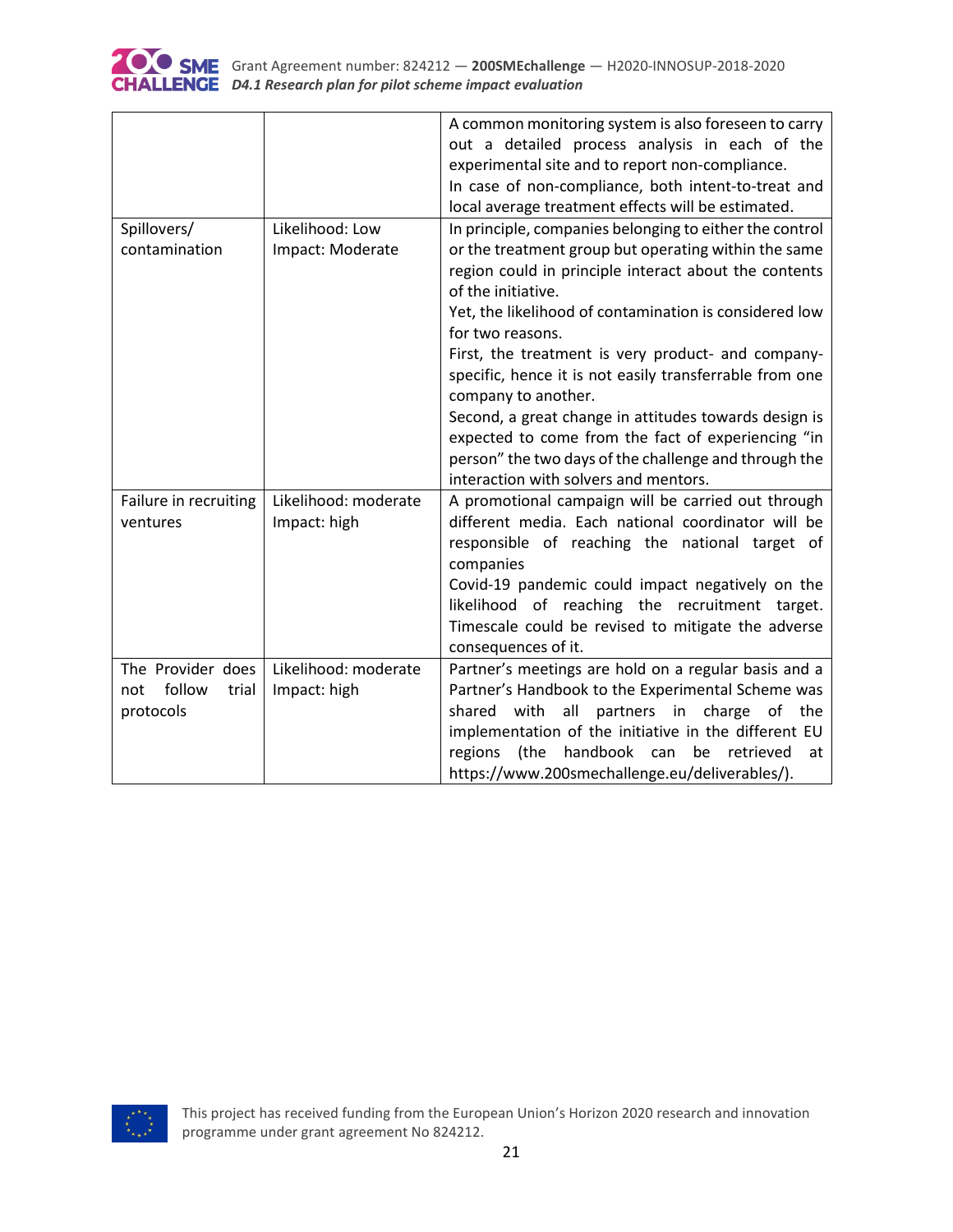| | | |
|---|---|---|
| | | A common monitoring system is also foreseen to carry out a detailed process analysis in each of the experimental site and to report non-compliance.<br>In case of non-compliance, both intent-to-treat and local average treatment effects will be estimated. |
| Spillovers/ contamination | Likelihood: Low<br>Impact: Moderate | In principle, companies belonging to either the control or the treatment group but operating within the same region could in principle interact about the contents of the initiative.<br>Yet, the likelihood of contamination is considered low for two reasons.<br>First, the treatment is very product- and company-specific, hence it is not easily transferrable from one company to another.<br>Second, a great change in attitudes towards design is expected to come from the fact of experiencing "in person" the two days of the challenge and through the interaction with solvers and mentors. |
| Failure in recruiting ventures | Likelihood: moderate<br>Impact: high | A promotional campaign will be carried out through different media. Each national coordinator will be responsible of reaching the national target of companies<br>Covid-19 pandemic could impact negatively on the likelihood of reaching the recruitment target. Timescale could be revised to mitigate the adverse consequences of it. |
| The Provider does not follow trial protocols | Likelihood: moderate<br>Impact: high | Partner's meetings are hold on a regular basis and a Partner's Handbook to the Experimental Scheme was shared with all partners in charge of the implementation of the initiative in the different EU regions (the handbook can be retrieved at https://www.200smechallenge.eu/deliverables/). |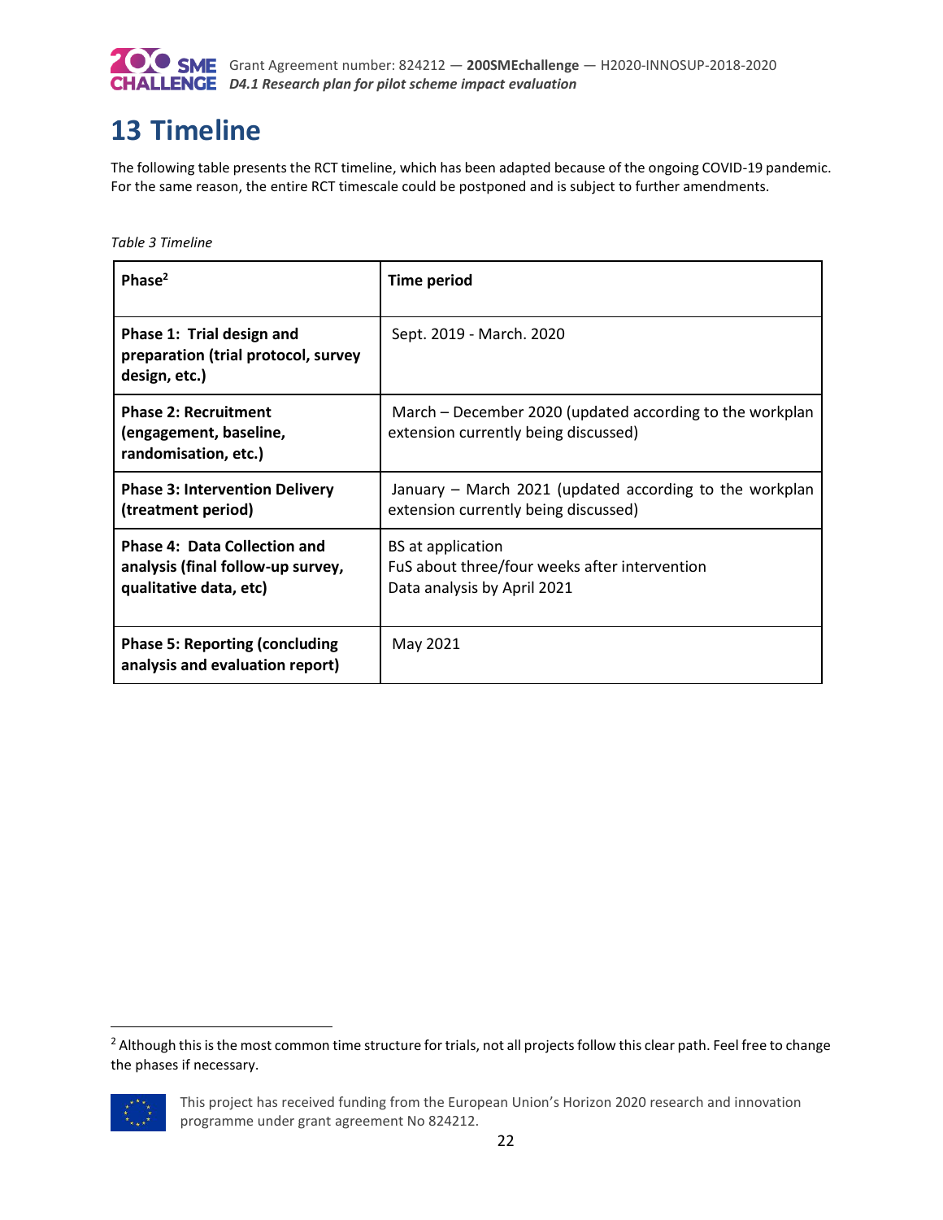# 13 Timeline

The following table presents the RCT timeline, which has been adapted because of the ongoing COVID-19 pandemic. For the same reason, the entire RCT timescale could be postponed and is subject to further amendments.

*Table 3 Timeline*

| **Phase**[2] | **Time period** |
|---|---|
| **Phase 1: Trial design and preparation (trial protocol, survey design, etc.)** | Sept. 2019 - March. 2020 |
| **Phase 2: Recruitment (engagement, baseline, randomisation, etc.)** | March – December 2020 (updated according to the workplan extension currently being discussed) |
| **Phase 3: Intervention Delivery (treatment period)** | January – March 2021 (updated according to the workplan extension currently being discussed) |
| **Phase 4: Data Collection and analysis (final follow-up survey, qualitative data, etc)** | BS at application<br>FuS about three/four weeks after intervention<br>Data analysis by April 2021 |
| **Phase 5: Reporting (concluding analysis and evaluation report)** | May 2021 |

[2] Although this is the most common time structure for trials, not all projects follow this clear path. Feel free to change the phases if necessary.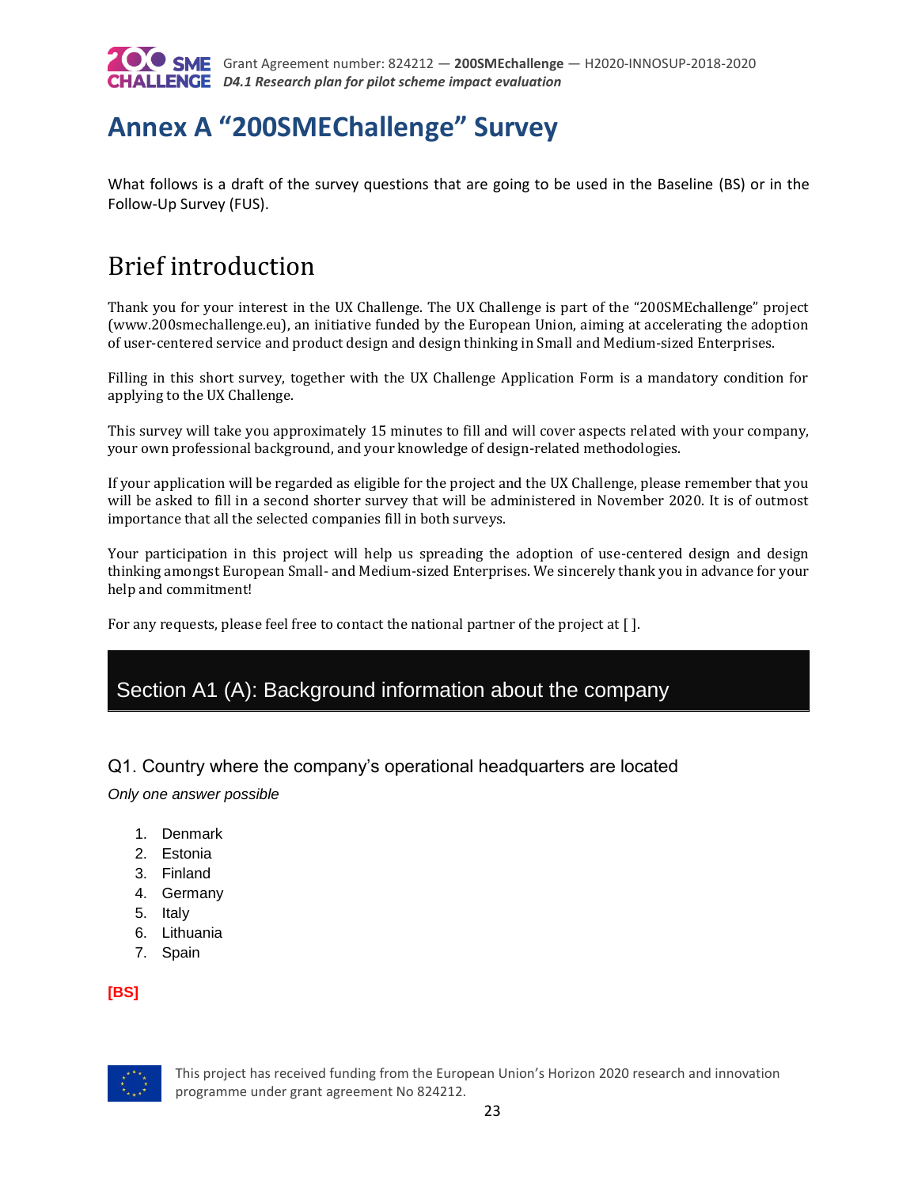# Annex A "200SMEChallenge" Survey

What follows is a draft of the survey questions that are going to be used in the Baseline (BS) or in the Follow-Up Survey (FUS).

# Brief introduction

Thank you for your interest in the UX Challenge. The UX Challenge is part of the "200SMEchallenge" project (www.200smechallenge.eu), an initiative funded by the European Union, aiming at accelerating the adoption of user-centered service and product design and design thinking in Small and Medium-sized Enterprises.

Filling in this short survey, together with the UX Challenge Application Form is a mandatory condition for applying to the UX Challenge.

This survey will take you approximately 15 minutes to fill and will cover aspects related with your company, your own professional background, and your knowledge of design-related methodologies.

If your application will be regarded as eligible for the project and the UX Challenge, please remember that you will be asked to fill in a second shorter survey that will be administered in November 2020. It is of outmost importance that all the selected companies fill in both surveys.

Your participation in this project will help us spreading the adoption of use-centered design and design thinking amongst European Small- and Medium-sized Enterprises. We sincerely thank you in advance for your help and commitment!

For any requests, please feel free to contact the national partner of the project at [ ].

## Section A1 (A): Background information about the company

### Q1. Country where the company's operational headquarters are located

*Only one answer possible*

1. Denmark
2. Estonia
3. Finland
4. Germany
5. Italy
6. Lithuania
7. Spain

**[BS]**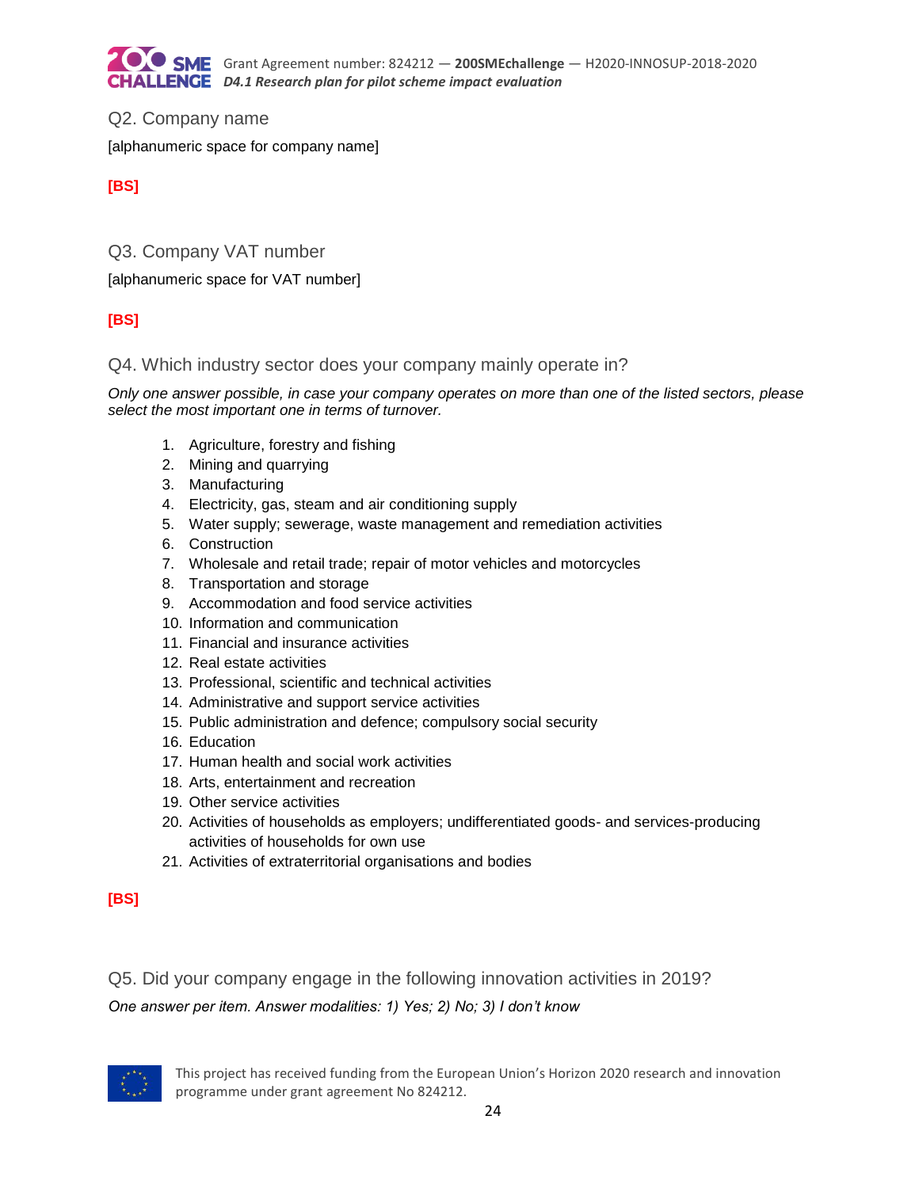Q2. Company name

[alphanumeric space for company name]

**[BS]**

Q3. Company VAT number

[alphanumeric space for VAT number]

**[BS]**

Q4. Which industry sector does your company mainly operate in?

*Only one answer possible, in case your company operates on more than one of the listed sectors, please select the most important one in terms of turnover.*

1. Agriculture, forestry and fishing
2. Mining and quarrying
3. Manufacturing
4. Electricity, gas, steam and air conditioning supply
5. Water supply; sewerage, waste management and remediation activities
6. Construction
7. Wholesale and retail trade; repair of motor vehicles and motorcycles
8. Transportation and storage
9. Accommodation and food service activities
10. Information and communication
11. Financial and insurance activities
12. Real estate activities
13. Professional, scientific and technical activities
14. Administrative and support service activities
15. Public administration and defence; compulsory social security
16. Education
17. Human health and social work activities
18. Arts, entertainment and recreation
19. Other service activities
20. Activities of households as employers; undifferentiated goods- and services-producing activities of households for own use
21. Activities of extraterritorial organisations and bodies

**[BS]**

Q5. Did your company engage in the following innovation activities in 2019?

*One answer per item. Answer modalities: 1) Yes; 2) No; 3) I don't know*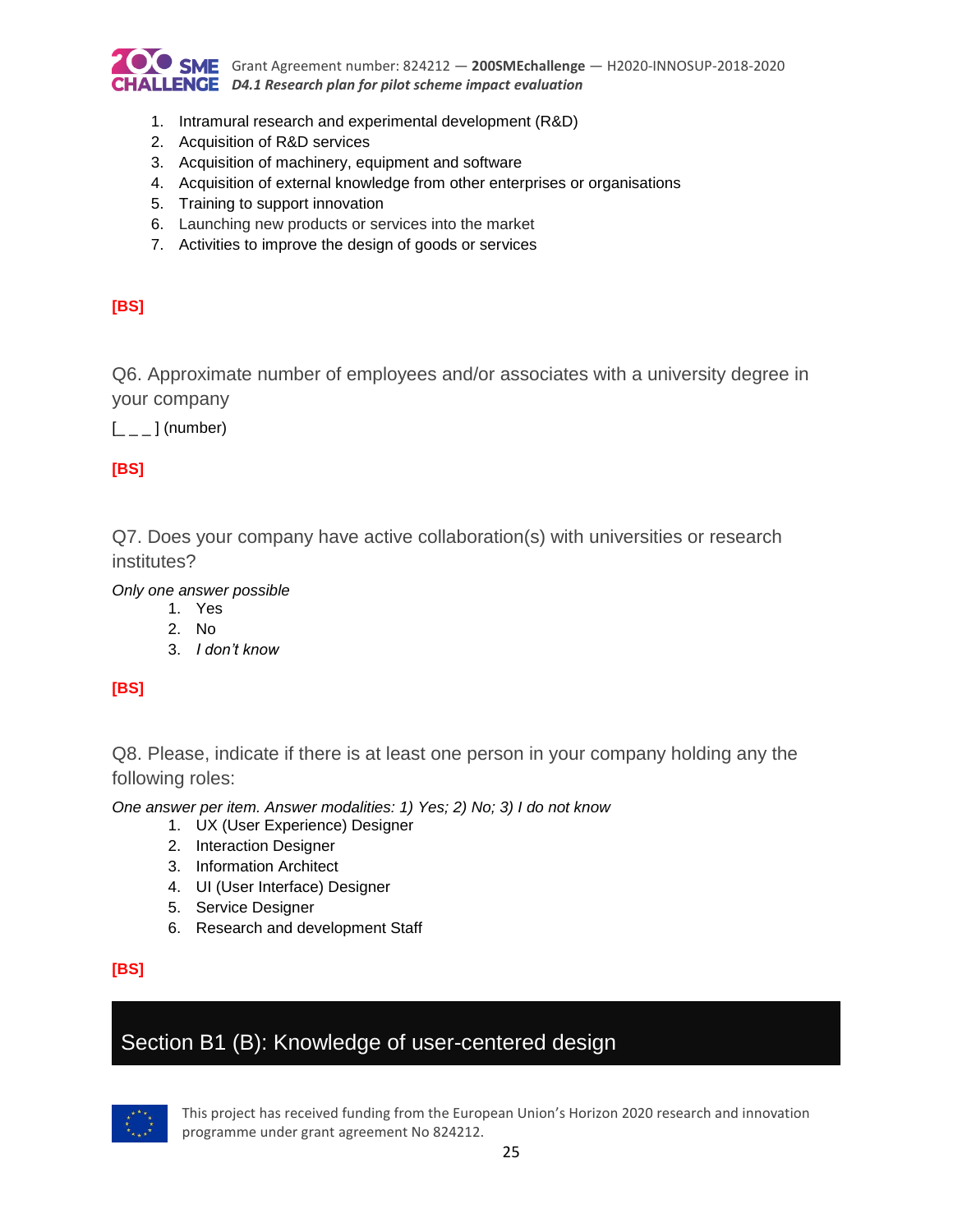1. Intramural research and experimental development (R&D)
2. Acquisition of R&D services
3. Acquisition of machinery, equipment and software
4. Acquisition of external knowledge from other enterprises or organisations
5. Training to support innovation
6. Launching new products or services into the market
7. Activities to improve the design of goods or services

**[BS]**

Q6. Approximate number of employees and/or associates with a university degree in your company

[_ _ _ ] (number)

**[BS]**

Q7. Does your company have active collaboration(s) with universities or research institutes?

*Only one answer possible*

1. Yes
2. No
3. *I don't know*

**[BS]**

Q8. Please, indicate if there is at least one person in your company holding any the following roles:

*One answer per item. Answer modalities: 1) Yes; 2) No; 3) I do not know*

1. UX (User Experience) Designer
2. Interaction Designer
3. Information Architect
4. UI (User Interface) Designer
5. Service Designer
6. Research and development Staff

**[BS]**

## Section B1 (B): Knowledge of user-centered design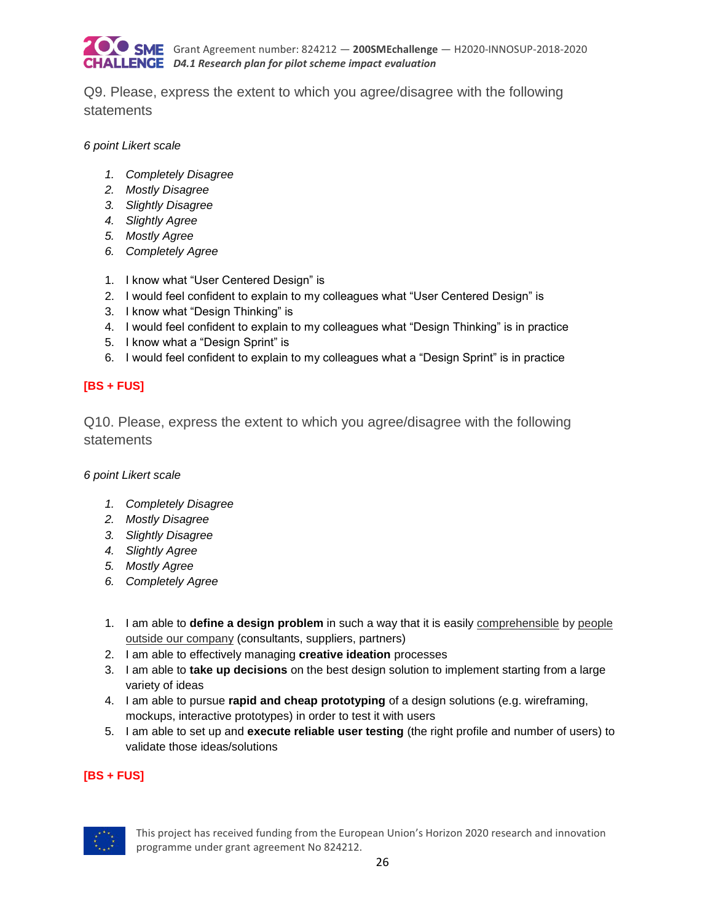Q9. Please, express the extent to which you agree/disagree with the following statements

*6 point Likert scale*

1. *Completely Disagree*
2. *Mostly Disagree*
3. *Slightly Disagree*
4. *Slightly Agree*
5. *Mostly Agree*
6. *Completely Agree*

1. I know what "User Centered Design" is
2. I would feel confident to explain to my colleagues what "User Centered Design" is
3. I know what "Design Thinking" is
4. I would feel confident to explain to my colleagues what "Design Thinking" is in practice
5. I know what a "Design Sprint" is
6. I would feel confident to explain to my colleagues what a "Design Sprint" is in practice

**[BS + FUS]**

Q10. Please, express the extent to which you agree/disagree with the following statements

*6 point Likert scale*

1. *Completely Disagree*
2. *Mostly Disagree*
3. *Slightly Disagree*
4. *Slightly Agree*
5. *Mostly Agree*
6. *Completely Agree*

1. I am able to **define a design problem** in such a way that it is easily comprehensible by people outside our company (consultants, suppliers, partners)
2. I am able to effectively managing **creative ideation** processes
3. I am able to **take up decisions** on the best design solution to implement starting from a large variety of ideas
4. I am able to pursue **rapid and cheap prototyping** of a design solutions (e.g. wireframing, mockups, interactive prototypes) in order to test it with users
5. I am able to set up and **execute reliable user testing** (the right profile and number of users) to validate those ideas/solutions

**[BS + FUS]**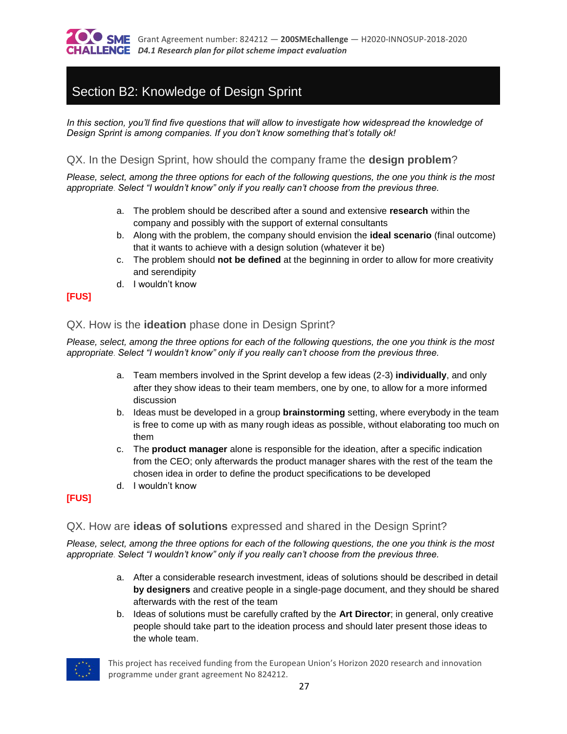## Section B2: Knowledge of Design Sprint

*In this section, you'll find five questions that will allow to investigate how widespread the knowledge of Design Sprint is among companies. If you don't know something that's totally ok!*

### QX. In the Design Sprint, how should the company frame the **design problem**?

*Please, select, among the three options for each of the following questions, the one you think is the most appropriate. Select "I wouldn't know" only if you really can't choose from the previous three.*

a. The problem should be described after a sound and extensive **research** within the company and possibly with the support of external consultants
b. Along with the problem, the company should envision the **ideal scenario** (final outcome) that it wants to achieve with a design solution (whatever it be)
c. The problem should **not be defined** at the beginning in order to allow for more creativity and serendipity
d. I wouldn't know

**[FUS]**

### QX. How is the **ideation** phase done in Design Sprint?

*Please, select, among the three options for each of the following questions, the one you think is the most appropriate. Select "I wouldn't know" only if you really can't choose from the previous three.*

a. Team members involved in the Sprint develop a few ideas (2-3) **individually**, and only after they show ideas to their team members, one by one, to allow for a more informed discussion
b. Ideas must be developed in a group **brainstorming** setting, where everybody in the team is free to come up with as many rough ideas as possible, without elaborating too much on them
c. The **product manager** alone is responsible for the ideation, after a specific indication from the CEO; only afterwards the product manager shares with the rest of the team the chosen idea in order to define the product specifications to be developed
d. I wouldn't know

**[FUS]**

### QX. How are **ideas of solutions** expressed and shared in the Design Sprint?

*Please, select, among the three options for each of the following questions, the one you think is the most appropriate. Select "I wouldn't know" only if you really can't choose from the previous three.*

a. After a considerable research investment, ideas of solutions should be described in detail **by designers** and creative people in a single-page document, and they should be shared afterwards with the rest of the team
b. Ideas of solutions must be carefully crafted by the **Art Director**; in general, only creative people should take part to the ideation process and should later present those ideas to the whole team.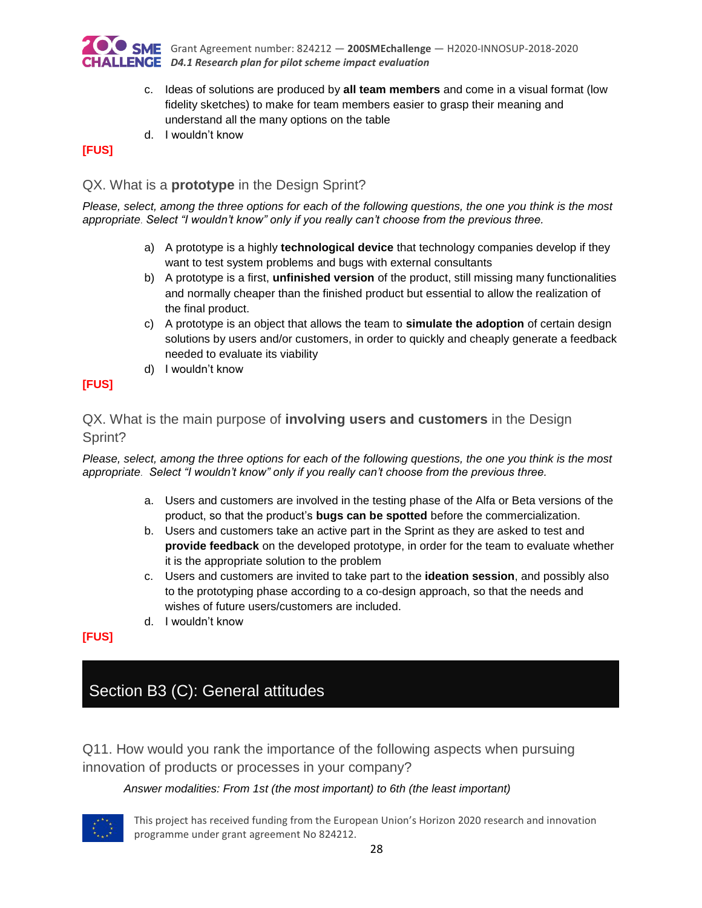c. Ideas of solutions are produced by **all team members** and come in a visual format (low fidelity sketches) to make for team members easier to grasp their meaning and understand all the many options on the table
d. I wouldn't know

**[FUS]**

### QX. What is a **prototype** in the Design Sprint?

*Please, select, among the three options for each of the following questions, the one you think is the most appropriate. Select "I wouldn't know" only if you really can't choose from the previous three.*

a) A prototype is a highly **technological device** that technology companies develop if they want to test system problems and bugs with external consultants
b) A prototype is a first, **unfinished version** of the product, still missing many functionalities and normally cheaper than the finished product but essential to allow the realization of the final product.
c) A prototype is an object that allows the team to **simulate the adoption** of certain design solutions by users and/or customers, in order to quickly and cheaply generate a feedback needed to evaluate its viability
d) I wouldn't know

**[FUS]**

### QX. What is the main purpose of **involving users and customers** in the Design Sprint?

*Please, select, among the three options for each of the following questions, the one you think is the most appropriate. Select "I wouldn't know" only if you really can't choose from the previous three.*

a. Users and customers are involved in the testing phase of the Alfa or Beta versions of the product, so that the product's **bugs can be spotted** before the commercialization.
b. Users and customers take an active part in the Sprint as they are asked to test and **provide feedback** on the developed prototype, in order for the team to evaluate whether it is the appropriate solution to the problem
c. Users and customers are invited to take part to the **ideation session**, and possibly also to the prototyping phase according to a co-design approach, so that the needs and wishes of future users/customers are included.
d. I wouldn't know

**[FUS]**

## Section B3 (C): General attitudes

### Q11. How would you rank the importance of the following aspects when pursuing innovation of products or processes in your company?

*Answer modalities: From 1st (the most important) to 6th (the least important)*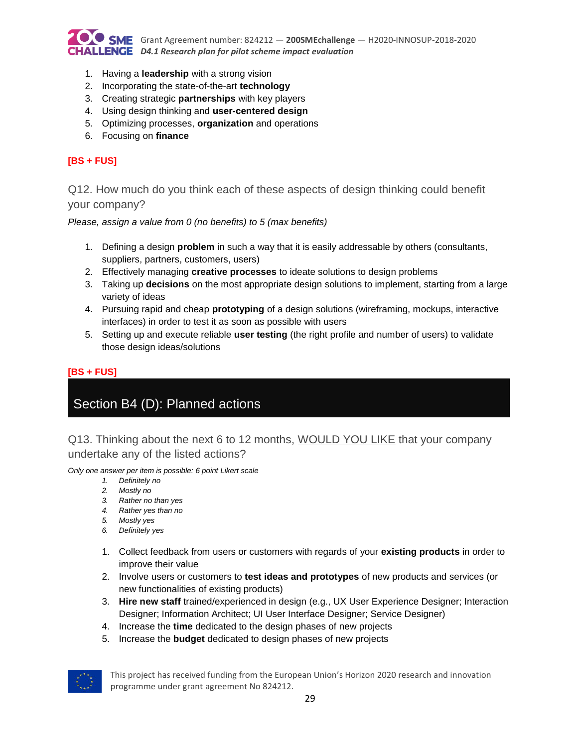1. Having a **leadership** with a strong vision
2. Incorporating the state-of-the-art **technology**
3. Creating strategic **partnerships** with key players
4. Using design thinking and **user-centered design**
5. Optimizing processes, **organization** and operations
6. Focusing on **finance**

**[BS + FUS]**

Q12. How much do you think each of these aspects of design thinking could benefit your company?

*Please, assign a value from 0 (no benefits) to 5 (max benefits)*

1. Defining a design **problem** in such a way that it is easily addressable by others (consultants, suppliers, partners, customers, users)
2. Effectively managing **creative processes** to ideate solutions to design problems
3. Taking up **decisions** on the most appropriate design solutions to implement, starting from a large variety of ideas
4. Pursuing rapid and cheap **prototyping** of a design solutions (wireframing, mockups, interactive interfaces) in order to test it as soon as possible with users
5. Setting up and execute reliable **user testing** (the right profile and number of users) to validate those design ideas/solutions

**[BS + FUS]**

## Section B4 (D): Planned actions

Q13. Thinking about the next 6 to 12 months, <u>WOULD YOU LIKE</u> that your company undertake any of the listed actions?

*Only one answer per item is possible: 6 point Likert scale*

1. *Definitely no*
2. *Mostly no*
3. *Rather no than yes*
4. *Rather yes than no*
5. *Mostly yes*
6. *Definitely yes*

1. Collect feedback from users or customers with regards of your **existing products** in order to improve their value
2. Involve users or customers to **test ideas and prototypes** of new products and services (or new functionalities of existing products)
3. **Hire new staff** trained/experienced in design (e.g., UX User Experience Designer; Interaction Designer; Information Architect; UI User Interface Designer; Service Designer)
4. Increase the **time** dedicated to the design phases of new projects
5. Increase the **budget** dedicated to design phases of new projects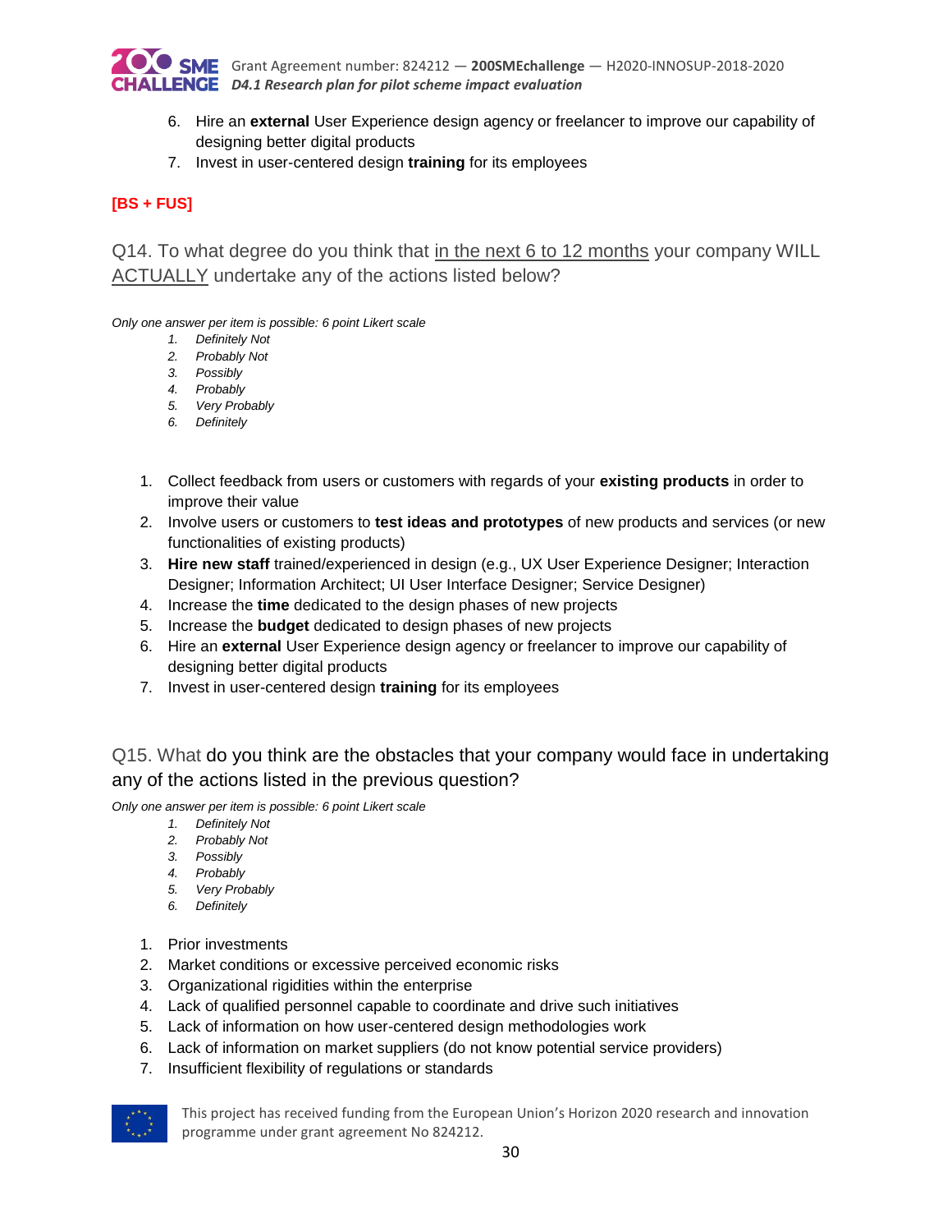6. Hire an **external** User Experience design agency or freelancer to improve our capability of designing better digital products
7. Invest in user-centered design **training** for its employees

**[BS + FUS]**

### Q14. To what degree do you think that in the next 6 to 12 months your company WILL ACTUALLY undertake any of the actions listed below?

*Only one answer per item is possible: 6 point Likert scale*

1. *Definitely Not*
2. *Probably Not*
3. *Possibly*
4. *Probably*
5. *Very Probably*
6. *Definitely*

1. Collect feedback from users or customers with regards of your **existing products** in order to improve their value
2. Involve users or customers to **test ideas and prototypes** of new products and services (or new functionalities of existing products)
3. **Hire new staff** trained/experienced in design (e.g., UX User Experience Designer; Interaction Designer; Information Architect; UI User Interface Designer; Service Designer)
4. Increase the **time** dedicated to the design phases of new projects
5. Increase the **budget** dedicated to design phases of new projects
6. Hire an **external** User Experience design agency or freelancer to improve our capability of designing better digital products
7. Invest in user-centered design **training** for its employees

### Q15. What do you think are the obstacles that your company would face in undertaking any of the actions listed in the previous question?

*Only one answer per item is possible: 6 point Likert scale*

1. *Definitely Not*
2. *Probably Not*
3. *Possibly*
4. *Probably*
5. *Very Probably*
6. *Definitely*

1. Prior investments
2. Market conditions or excessive perceived economic risks
3. Organizational rigidities within the enterprise
4. Lack of qualified personnel capable to coordinate and drive such initiatives
5. Lack of information on how user-centered design methodologies work
6. Lack of information on market suppliers (do not know potential service providers)
7. Insufficient flexibility of regulations or standards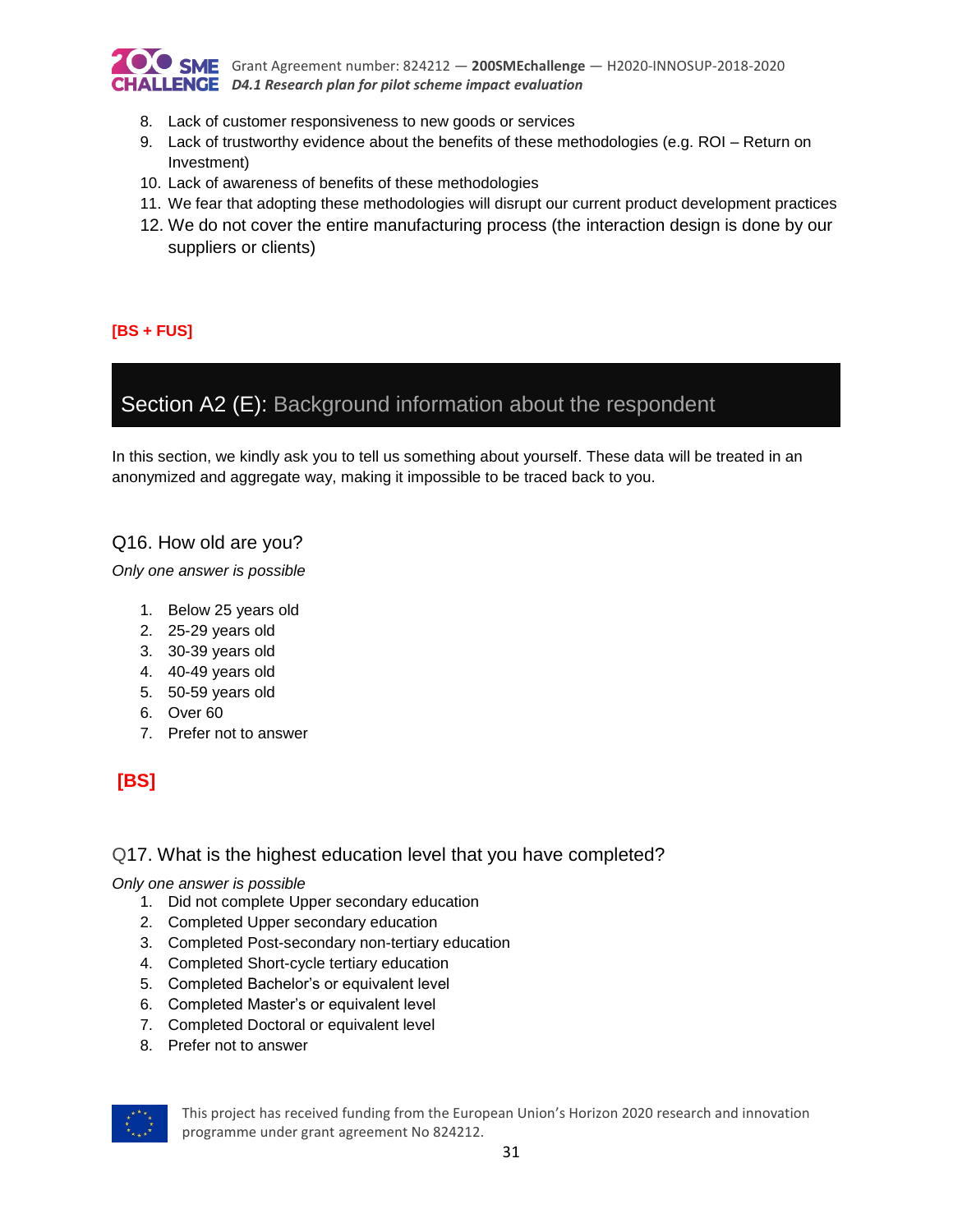8. Lack of customer responsiveness to new goods or services
9. Lack of trustworthy evidence about the benefits of these methodologies (e.g. ROI – Return on Investment)
10. Lack of awareness of benefits of these methodologies
11. We fear that adopting these methodologies will disrupt our current product development practices
12. We do not cover the entire manufacturing process (the interaction design is done by our suppliers or clients)

**[BS + FUS]**

## Section A2 (E): Background information about the respondent

In this section, we kindly ask you to tell us something about yourself. These data will be treated in an anonymized and aggregate way, making it impossible to be traced back to you.

### Q16. How old are you?

*Only one answer is possible*

1. Below 25 years old
2. 25-29 years old
3. 30-39 years old
4. 40-49 years old
5. 50-59 years old
6. Over 60
7. Prefer not to answer

**[BS]**

### Q17. What is the highest education level that you have completed?

*Only one answer is possible*

1. Did not complete Upper secondary education
2. Completed Upper secondary education
3. Completed Post-secondary non-tertiary education
4. Completed Short-cycle tertiary education
5. Completed Bachelor's or equivalent level
6. Completed Master's or equivalent level
7. Completed Doctoral or equivalent level
8. Prefer not to answer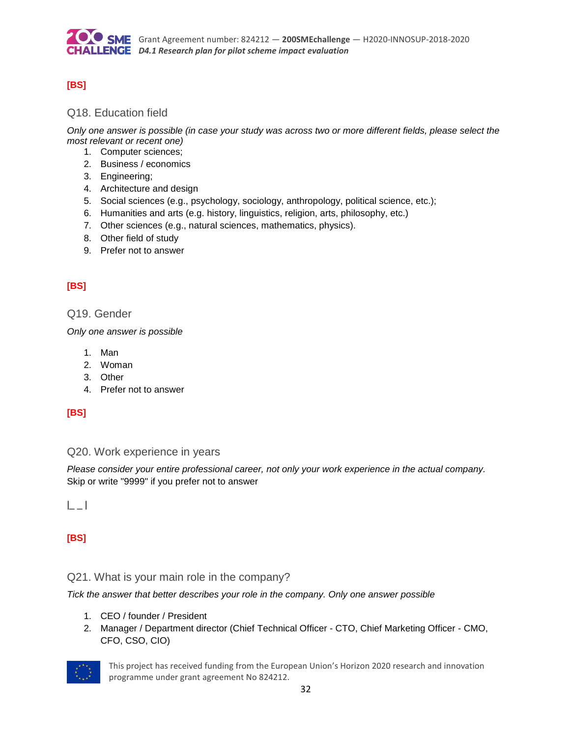**[BS]**

### Q18. Education field

*Only one answer is possible (in case your study was across two or more different fields, please select the most relevant or recent one)*

1. Computer sciences;
2. Business / economics
3. Engineering;
4. Architecture and design
5. Social sciences (e.g., psychology, sociology, anthropology, political science, etc.);
6. Humanities and arts (e.g. history, linguistics, religion, arts, philosophy, etc.)
7. Other sciences (e.g., natural sciences, mathematics, physics).
8. Other field of study
9. Prefer not to answer

**[BS]**

### Q19. Gender

*Only one answer is possible*

1. Man
2. Woman
3. Other
4. Prefer not to answer

**[BS]**

### Q20. Work experience in years

*Please consider your entire professional career, not only your work experience in the actual company.*
Skip or write "9999" if you prefer not to answer

|_ _|

**[BS]**

### Q21. What is your main role in the company?

*Tick the answer that better describes your role in the company. Only one answer possible*

1. CEO / founder / President
2. Manager / Department director (Chief Technical Officer - CTO, Chief Marketing Officer - CMO, CFO, CSO, CIO)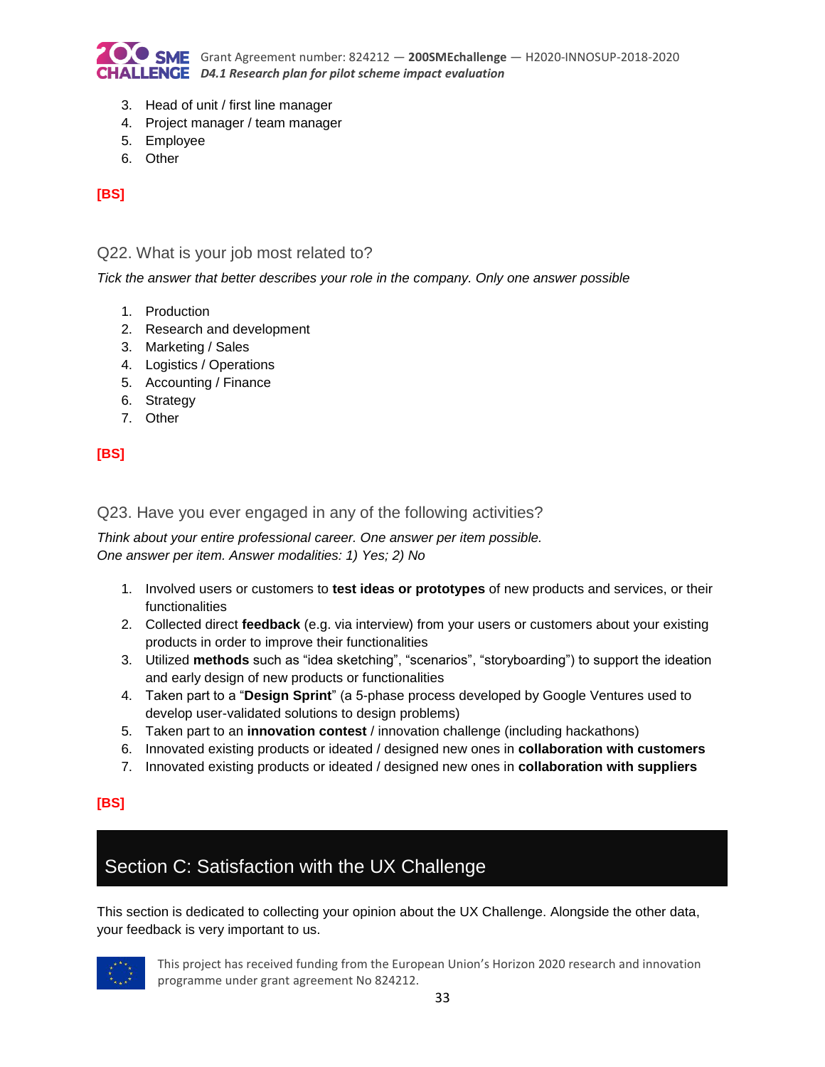3. Head of unit / first line manager
4. Project manager / team manager
5. Employee
6. Other

**[BS]**

### Q22. What is your job most related to?

*Tick the answer that better describes your role in the company. Only one answer possible*

1. Production
2. Research and development
3. Marketing / Sales
4. Logistics / Operations
5. Accounting / Finance
6. Strategy
7. Other

**[BS]**

### Q23. Have you ever engaged in any of the following activities?

*Think about your entire professional career. One answer per item possible.*
*One answer per item. Answer modalities: 1) Yes; 2) No*

1. Involved users or customers to **test ideas or prototypes** of new products and services, or their functionalities
2. Collected direct **feedback** (e.g. via interview) from your users or customers about your existing products in order to improve their functionalities
3. Utilized **methods** such as "idea sketching", "scenarios", "storyboarding") to support the ideation and early design of new products or functionalities
4. Taken part to a "**Design Sprint**" (a 5-phase process developed by Google Ventures used to develop user-validated solutions to design problems)
5. Taken part to an **innovation contest** / innovation challenge (including hackathons)
6. Innovated existing products or ideated / designed new ones in **collaboration with customers**
7. Innovated existing products or ideated / designed new ones in **collaboration with suppliers**

**[BS]**

## Section C: Satisfaction with the UX Challenge

This section is dedicated to collecting your opinion about the UX Challenge. Alongside the other data, your feedback is very important to us.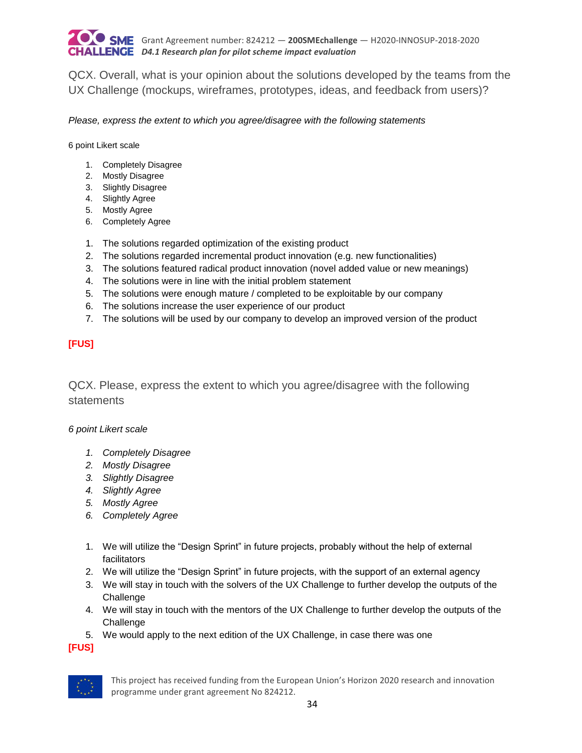QCX. Overall, what is your opinion about the solutions developed by the teams from the UX Challenge (mockups, wireframes, prototypes, ideas, and feedback from users)?

*Please, express the extent to which you agree/disagree with the following statements*

6 point Likert scale

1. Completely Disagree
2. Mostly Disagree
3. Slightly Disagree
4. Slightly Agree
5. Mostly Agree
6. Completely Agree

1. The solutions regarded optimization of the existing product
2. The solutions regarded incremental product innovation (e.g. new functionalities)
3. The solutions featured radical product innovation (novel added value or new meanings)
4. The solutions were in line with the initial problem statement
5. The solutions were enough mature / completed to be exploitable by our company
6. The solutions increase the user experience of our product
7. The solutions will be used by our company to develop an improved version of the product

**[FUS]**

QCX. Please, express the extent to which you agree/disagree with the following statements

*6 point Likert scale*

1. *Completely Disagree*
2. *Mostly Disagree*
3. *Slightly Disagree*
4. *Slightly Agree*
5. *Mostly Agree*
6. *Completely Agree*

1. We will utilize the "Design Sprint" in future projects, probably without the help of external facilitators
2. We will utilize the "Design Sprint" in future projects, with the support of an external agency
3. We will stay in touch with the solvers of the UX Challenge to further develop the outputs of the Challenge
4. We will stay in touch with the mentors of the UX Challenge to further develop the outputs of the Challenge
5. We would apply to the next edition of the UX Challenge, in case there was one

**[FUS]**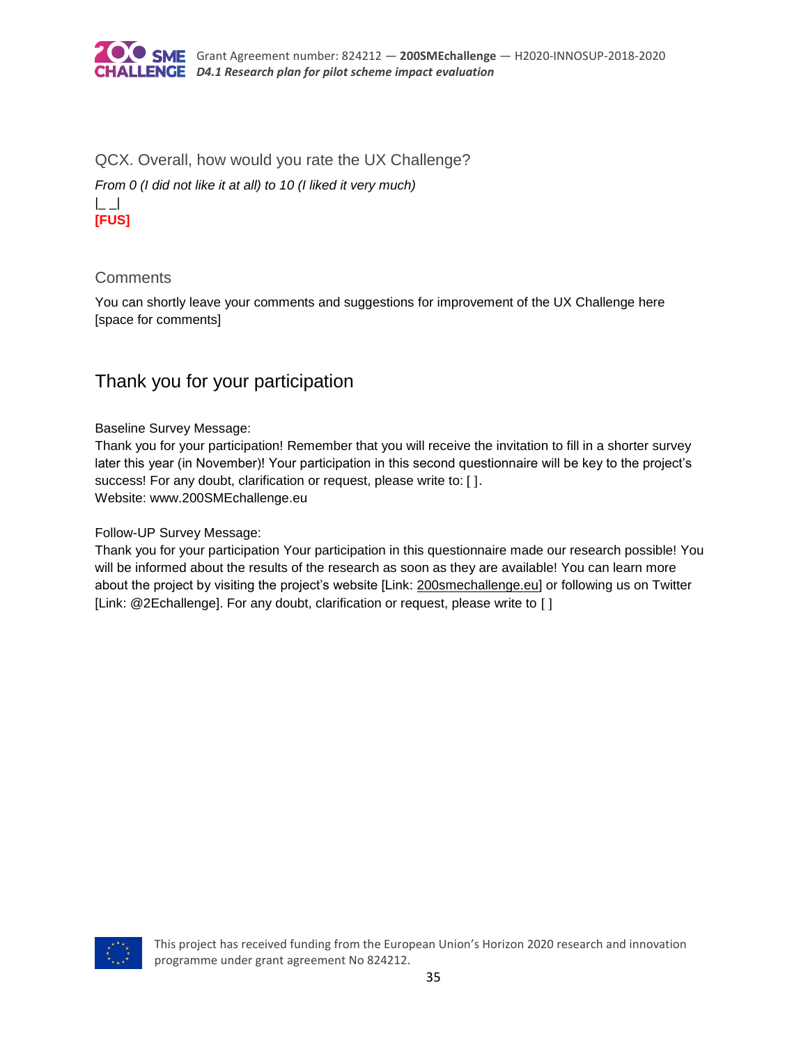QCX. Overall, how would you rate the UX Challenge?

*From 0 (I did not like it at all) to 10 (I liked it very much)*

|_ _|

**[FUS]**

Comments

You can shortly leave your comments and suggestions for improvement of the UX Challenge here [space for comments]

## Thank you for your participation

Baseline Survey Message:

Thank you for your participation! Remember that you will receive the invitation to fill in a shorter survey later this year (in November)! Your participation in this second questionnaire will be key to the project's success! For any doubt, clarification or request, please write to: [ ].

Website: www.200SMEchallenge.eu

Follow-UP Survey Message:

Thank you for your participation Your participation in this questionnaire made our research possible! You will be informed about the results of the research as soon as they are available! You can learn more about the project by visiting the project's website [Link: 200smechallenge.eu] or following us on Twitter [Link: @2Echallenge]. For any doubt, clarification or request, please write to [ ]